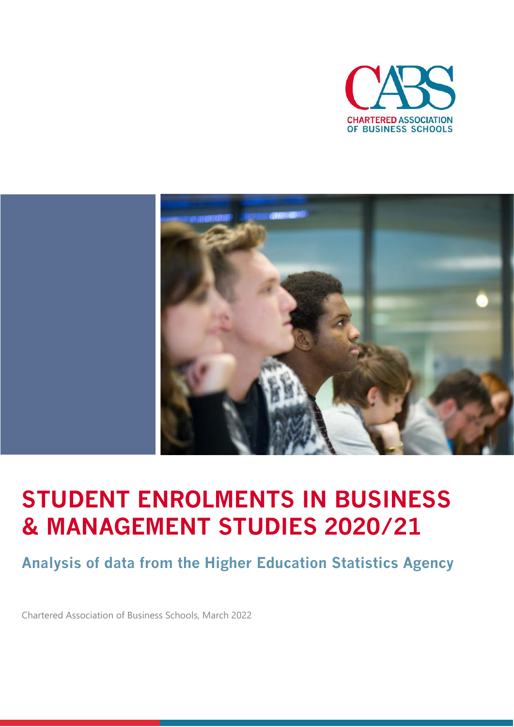CHARTERED ASSOCIATION OF BUSINESS SCHOOLS

# STUDENT ENROLMENTS IN BUSINESS & MANAGEMENT STUDIES 2020/21

## Analysis of data from the Higher Education Statistics Agency

Chartered Association of Business Schools, March 2022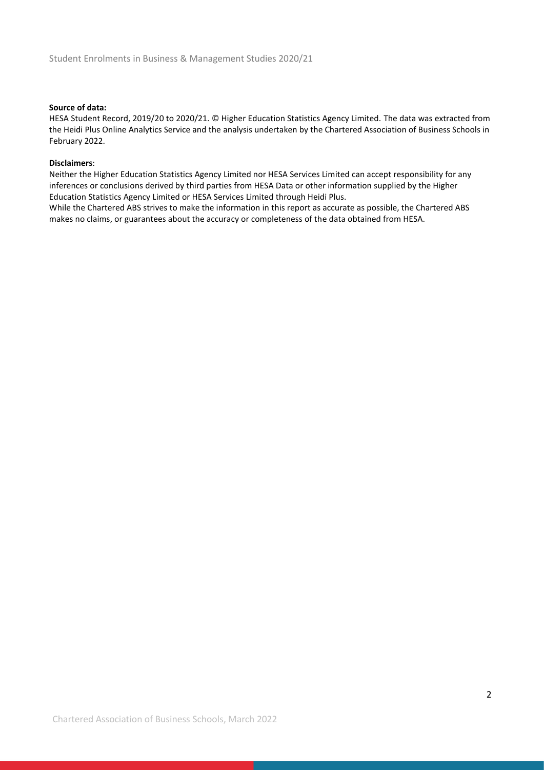**Source of data:**

HESA Student Record, 2019/20 to 2020/21. © Higher Education Statistics Agency Limited. The data was extracted from the Heidi Plus Online Analytics Service and the analysis undertaken by the Chartered Association of Business Schools in February 2022.

**Disclaimers**:

Neither the Higher Education Statistics Agency Limited nor HESA Services Limited can accept responsibility for any inferences or conclusions derived by third parties from HESA Data or other information supplied by the Higher Education Statistics Agency Limited or HESA Services Limited through Heidi Plus.

While the Chartered ABS strives to make the information in this report as accurate as possible, the Chartered ABS makes no claims, or guarantees about the accuracy or completeness of the data obtained from HESA.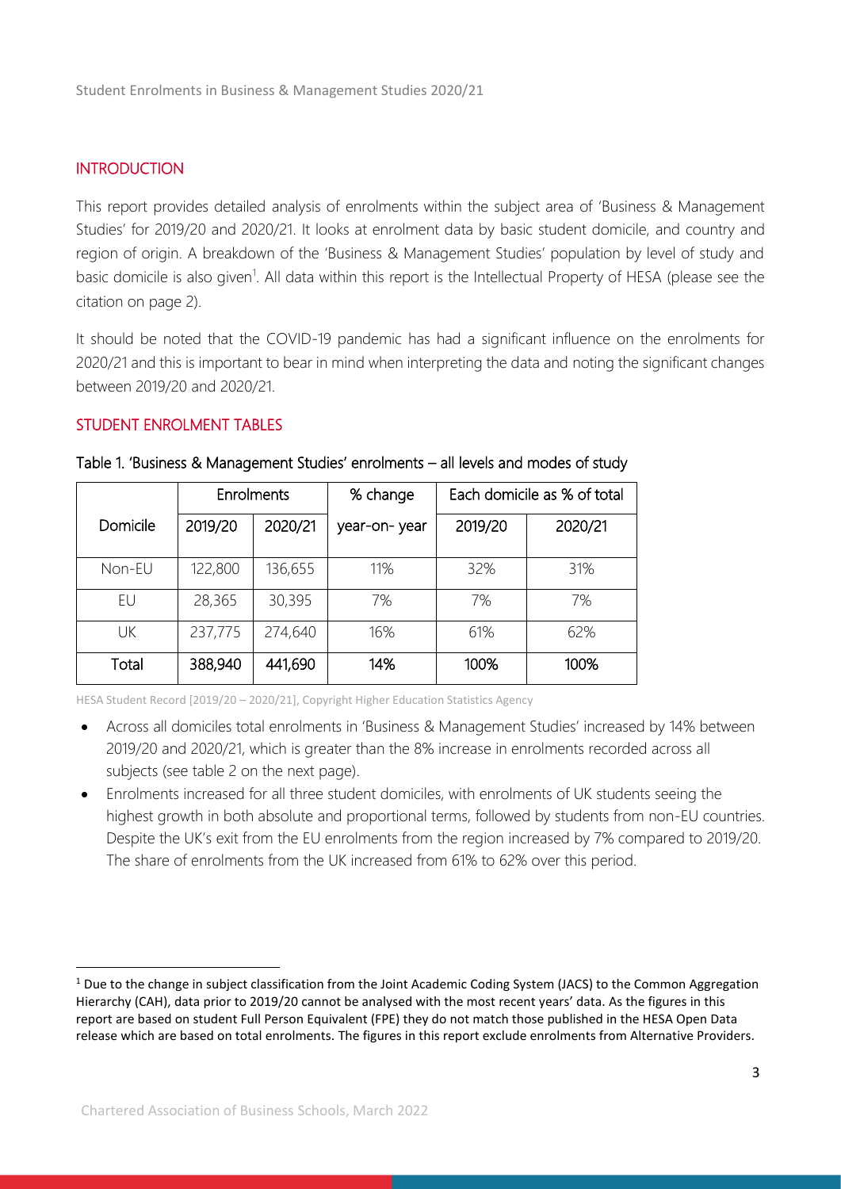## INTRODUCTION

This report provides detailed analysis of enrolments within the subject area of 'Business & Management Studies' for 2019/20 and 2020/21. It looks at enrolment data by basic student domicile, and country and region of origin. A breakdown of the 'Business & Management Studies' population by level of study and basic domicile is also given[1]. All data within this report is the Intellectual Property of HESA (please see the citation on page 2).

It should be noted that the COVID-19 pandemic has had a significant influence on the enrolments for 2020/21 and this is important to bear in mind when interpreting the data and noting the significant changes between 2019/20 and 2020/21.

## STUDENT ENROLMENT TABLES

Table 1. 'Business & Management Studies' enrolments – all levels and modes of study

| Domicile | Enrolments | | % change | Each domicile as % of total | |
|---|---|---|---|---|---|
| | 2019/20 | 2020/21 | year-on- year | 2019/20 | 2020/21 |
| Non-EU | 122,800 | 136,655 | 11% | 32% | 31% |
| EU | 28,365 | 30,395 | 7% | 7% | 7% |
| UK | 237,775 | 274,640 | 16% | 61% | 62% |
| **Total** | **388,940** | **441,690** | **14%** | **100%** | **100%** |

HESA Student Record [2019/20 – 2020/21], Copyright Higher Education Statistics Agency

- Across all domiciles total enrolments in 'Business & Management Studies' increased by 14% between 2019/20 and 2020/21, which is greater than the 8% increase in enrolments recorded across all subjects (see table 2 on the next page).
- Enrolments increased for all three student domiciles, with enrolments of UK students seeing the highest growth in both absolute and proportional terms, followed by students from non-EU countries. Despite the UK's exit from the EU enrolments from the region increased by 7% compared to 2019/20. The share of enrolments from the UK increased from 61% to 62% over this period.

[1] Due to the change in subject classification from the Joint Academic Coding System (JACS) to the Common Aggregation Hierarchy (CAH), data prior to 2019/20 cannot be analysed with the most recent years' data. As the figures in this report are based on student Full Person Equivalent (FPE) they do not match those published in the HESA Open Data release which are based on total enrolments. The figures in this report exclude enrolments from Alternative Providers.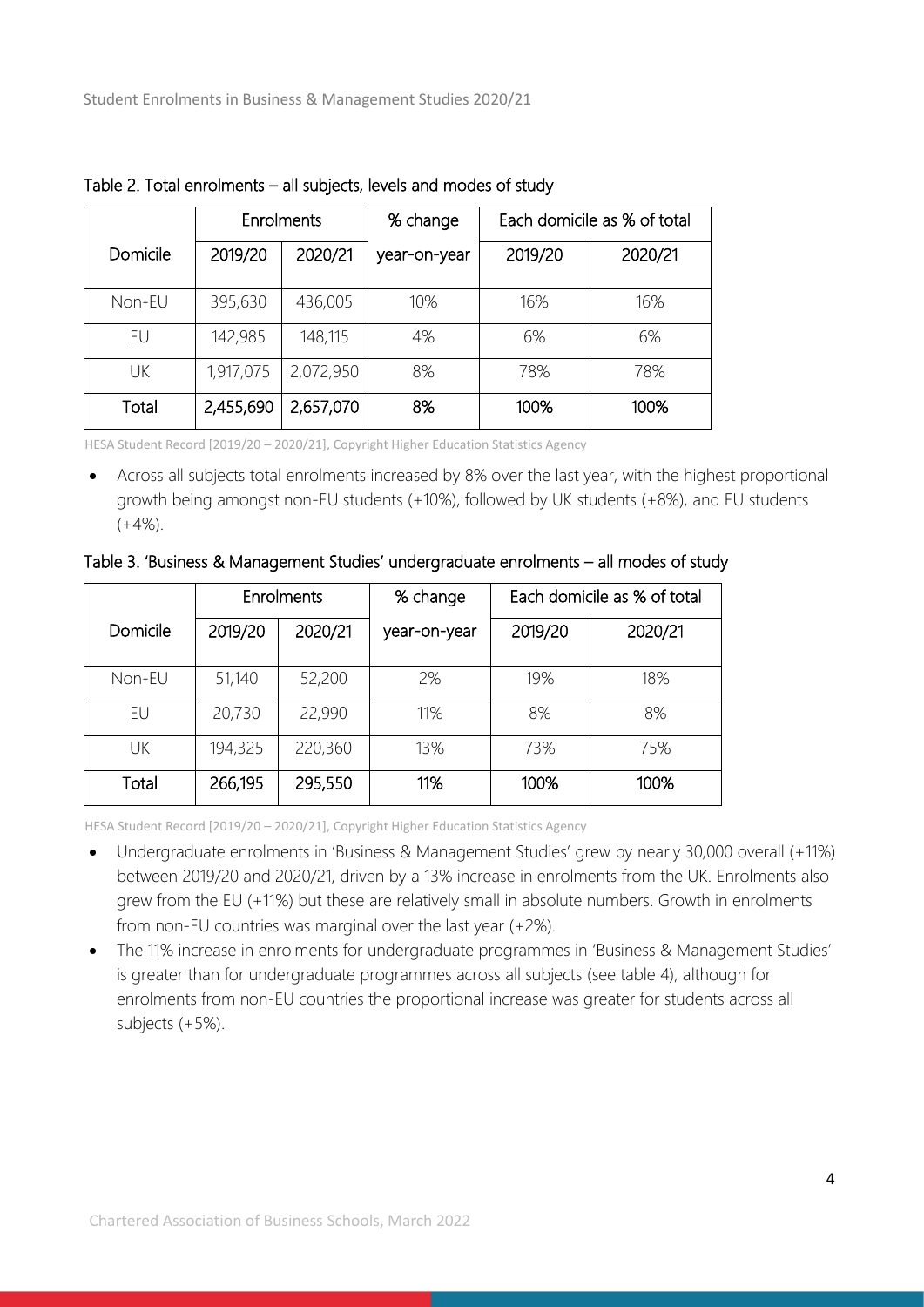Table 2. Total enrolments – all subjects, levels and modes of study

| Domicile | Enrolments | | % change | Each domicile as % of total | |
|---|---|---|---|---|---|
| | 2019/20 | 2020/21 | year-on-year | 2019/20 | 2020/21 |
| Non-EU | 395,630 | 436,005 | 10% | 16% | 16% |
| EU | 142,985 | 148,115 | 4% | 6% | 6% |
| UK | 1,917,075 | 2,072,950 | 8% | 78% | 78% |
| **Total** | **2,455,690** | **2,657,070** | **8%** | **100%** | **100%** |

HESA Student Record [2019/20 – 2020/21], Copyright Higher Education Statistics Agency

- Across all subjects total enrolments increased by 8% over the last year, with the highest proportional growth being amongst non-EU students (+10%), followed by UK students (+8%), and EU students (+4%).

Table 3. 'Business & Management Studies' undergraduate enrolments – all modes of study

| Domicile | Enrolments | | % change | Each domicile as % of total | |
|---|---|---|---|---|---|
| | 2019/20 | 2020/21 | year-on-year | 2019/20 | 2020/21 |
| Non-EU | 51,140 | 52,200 | 2% | 19% | 18% |
| EU | 20,730 | 22,990 | 11% | 8% | 8% |
| UK | 194,325 | 220,360 | 13% | 73% | 75% |
| **Total** | **266,195** | **295,550** | **11%** | **100%** | **100%** |

HESA Student Record [2019/20 – 2020/21], Copyright Higher Education Statistics Agency

- Undergraduate enrolments in 'Business & Management Studies' grew by nearly 30,000 overall (+11%) between 2019/20 and 2020/21, driven by a 13% increase in enrolments from the UK. Enrolments also grew from the EU (+11%) but these are relatively small in absolute numbers. Growth in enrolments from non-EU countries was marginal over the last year (+2%).
- The 11% increase in enrolments for undergraduate programmes in 'Business & Management Studies' is greater than for undergraduate programmes across all subjects (see table 4), although for enrolments from non-EU countries the proportional increase was greater for students across all subjects (+5%).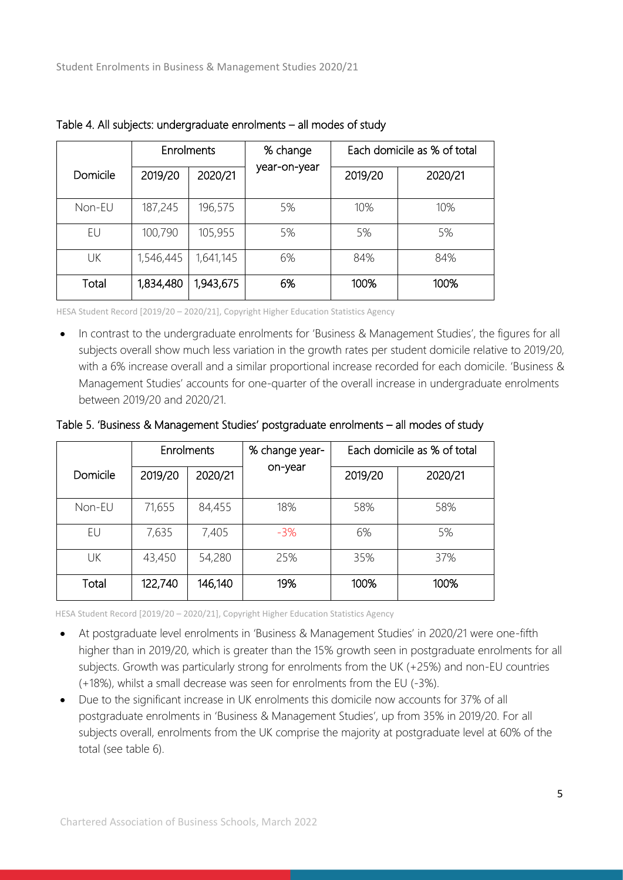Table 4. All subjects: undergraduate enrolments – all modes of study

| Domicile | Enrolments | | % change year-on-year | Each domicile as % of total | |
|---|---|---|---|---|---|
| | 2019/20 | 2020/21 | | 2019/20 | 2020/21 |
| Non-EU | 187,245 | 196,575 | 5% | 10% | 10% |
| EU | 100,790 | 105,955 | 5% | 5% | 5% |
| UK | 1,546,445 | 1,641,145 | 6% | 84% | 84% |
| **Total** | **1,834,480** | **1,943,675** | **6%** | **100%** | **100%** |

HESA Student Record [2019/20 – 2020/21], Copyright Higher Education Statistics Agency

- In contrast to the undergraduate enrolments for 'Business & Management Studies', the figures for all subjects overall show much less variation in the growth rates per student domicile relative to 2019/20, with a 6% increase overall and a similar proportional increase recorded for each domicile. 'Business & Management Studies' accounts for one-quarter of the overall increase in undergraduate enrolments between 2019/20 and 2020/21.

Table 5. 'Business & Management Studies' postgraduate enrolments – all modes of study

| Domicile | Enrolments | | % change year-on-year | Each domicile as % of total | |
|---|---|---|---|---|---|
| | 2019/20 | 2020/21 | | 2019/20 | 2020/21 |
| Non-EU | 71,655 | 84,455 | 18% | 58% | 58% |
| EU | 7,635 | 7,405 | -3% | 6% | 5% |
| UK | 43,450 | 54,280 | 25% | 35% | 37% |
| **Total** | **122,740** | **146,140** | **19%** | **100%** | **100%** |

HESA Student Record [2019/20 – 2020/21], Copyright Higher Education Statistics Agency

- At postgraduate level enrolments in 'Business & Management Studies' in 2020/21 were one-fifth higher than in 2019/20, which is greater than the 15% growth seen in postgraduate enrolments for all subjects. Growth was particularly strong for enrolments from the UK (+25%) and non-EU countries (+18%), whilst a small decrease was seen for enrolments from the EU (-3%).
- Due to the significant increase in UK enrolments this domicile now accounts for 37% of all postgraduate enrolments in 'Business & Management Studies', up from 35% in 2019/20. For all subjects overall, enrolments from the UK comprise the majority at postgraduate level at 60% of the total (see table 6).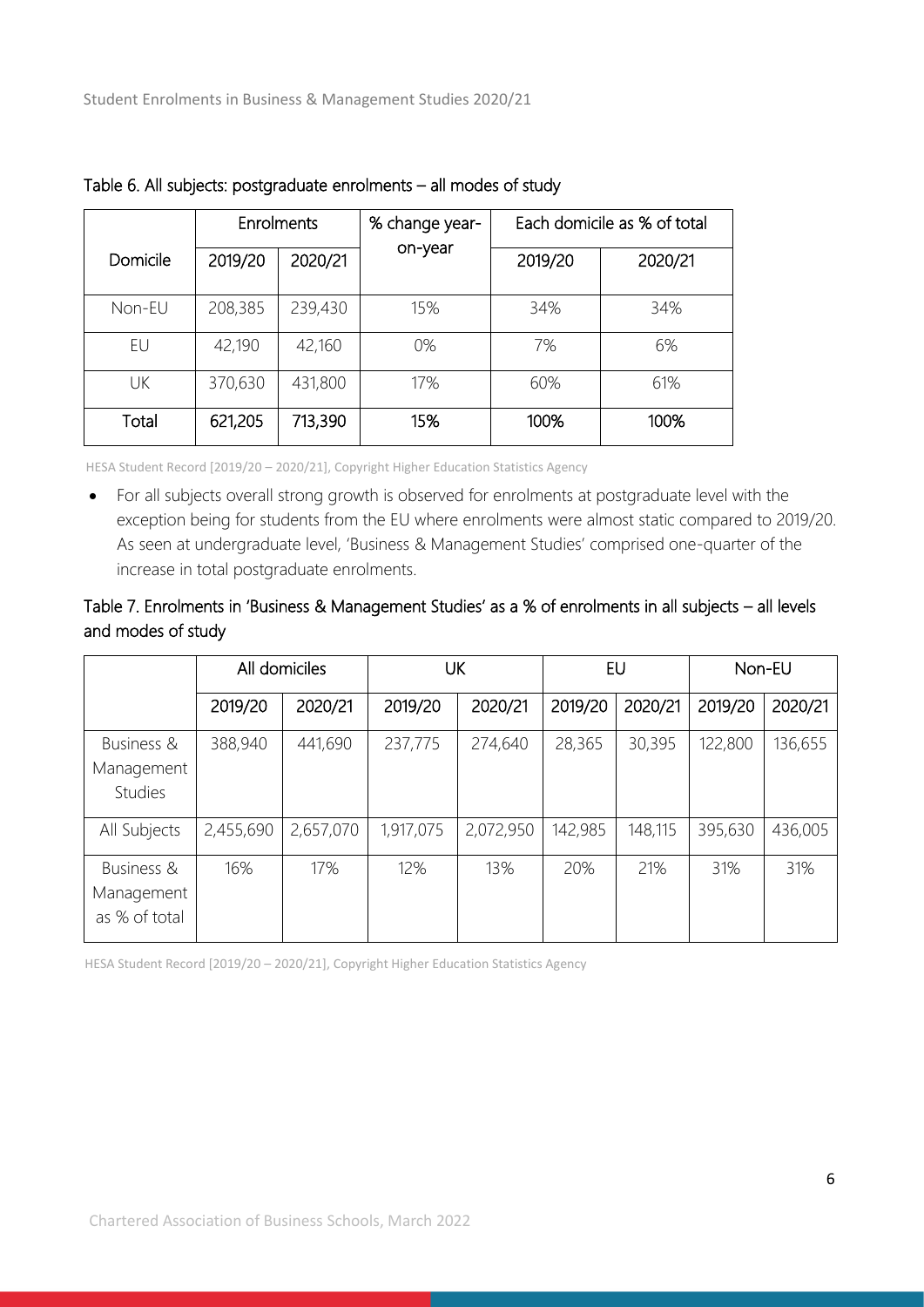### Table 6. All subjects: postgraduate enrolments – all modes of study

| Domicile | Enrolments | | % change year-on-year | Each domicile as % of total | |
|---|---|---|---|---|---|
| | 2019/20 | 2020/21 | | 2019/20 | 2020/21 |
| Non-EU | 208,385 | 239,430 | 15% | 34% | 34% |
| EU | 42,190 | 42,160 | 0% | 7% | 6% |
| UK | 370,630 | 431,800 | 17% | 60% | 61% |
| **Total** | **621,205** | **713,390** | **15%** | **100%** | **100%** |

HESA Student Record [2019/20 – 2020/21], Copyright Higher Education Statistics Agency

- For all subjects overall strong growth is observed for enrolments at postgraduate level with the exception being for students from the EU where enrolments were almost static compared to 2019/20. As seen at undergraduate level, 'Business & Management Studies' comprised one-quarter of the increase in total postgraduate enrolments.

### Table 7. Enrolments in 'Business & Management Studies' as a % of enrolments in all subjects – all levels and modes of study

| | All domiciles | | UK | | EU | | Non-EU | |
|---|---|---|---|---|---|---|---|---|
| | 2019/20 | 2020/21 | 2019/20 | 2020/21 | 2019/20 | 2020/21 | 2019/20 | 2020/21 |
| Business & Management Studies | 388,940 | 441,690 | 237,775 | 274,640 | 28,365 | 30,395 | 122,800 | 136,655 |
| All Subjects | 2,455,690 | 2,657,070 | 1,917,075 | 2,072,950 | 142,985 | 148,115 | 395,630 | 436,005 |
| Business & Management as % of total | 16% | 17% | 12% | 13% | 20% | 21% | 31% | 31% |

HESA Student Record [2019/20 – 2020/21], Copyright Higher Education Statistics Agency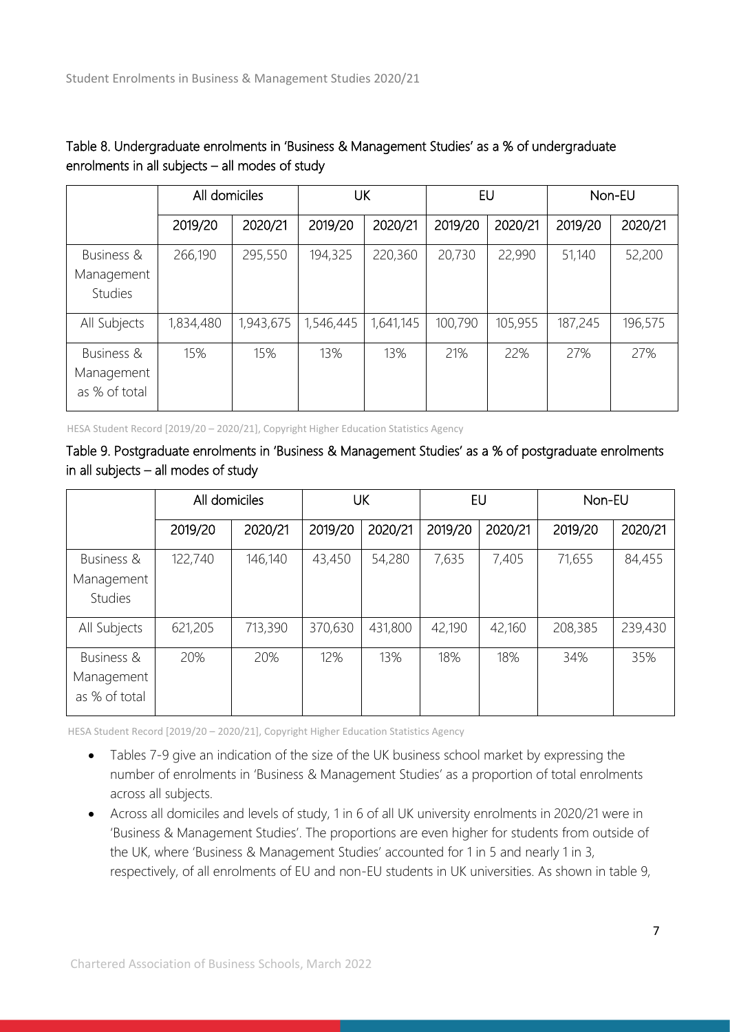Table 8. Undergraduate enrolments in 'Business & Management Studies' as a % of undergraduate enrolments in all subjects – all modes of study

| | All domiciles | | UK | | EU | | Non-EU | |
|---|---|---|---|---|---|---|---|---|
| | 2019/20 | 2020/21 | 2019/20 | 2020/21 | 2019/20 | 2020/21 | 2019/20 | 2020/21 |
| Business & Management Studies | 266,190 | 295,550 | 194,325 | 220,360 | 20,730 | 22,990 | 51,140 | 52,200 |
| All Subjects | 1,834,480 | 1,943,675 | 1,546,445 | 1,641,145 | 100,790 | 105,955 | 187,245 | 196,575 |
| Business & Management as % of total | 15% | 15% | 13% | 13% | 21% | 22% | 27% | 27% |

HESA Student Record [2019/20 – 2020/21], Copyright Higher Education Statistics Agency

Table 9. Postgraduate enrolments in 'Business & Management Studies' as a % of postgraduate enrolments in all subjects – all modes of study

| | All domiciles | | UK | | EU | | Non-EU | |
|---|---|---|---|---|---|---|---|---|
| | 2019/20 | 2020/21 | 2019/20 | 2020/21 | 2019/20 | 2020/21 | 2019/20 | 2020/21 |
| Business & Management Studies | 122,740 | 146,140 | 43,450 | 54,280 | 7,635 | 7,405 | 71,655 | 84,455 |
| All Subjects | 621,205 | 713,390 | 370,630 | 431,800 | 42,190 | 42,160 | 208,385 | 239,430 |
| Business & Management as % of total | 20% | 20% | 12% | 13% | 18% | 18% | 34% | 35% |

HESA Student Record [2019/20 – 2020/21], Copyright Higher Education Statistics Agency

- Tables 7-9 give an indication of the size of the UK business school market by expressing the number of enrolments in 'Business & Management Studies' as a proportion of total enrolments across all subjects.
- Across all domiciles and levels of study, 1 in 6 of all UK university enrolments in 2020/21 were in 'Business & Management Studies'. The proportions are even higher for students from outside of the UK, where 'Business & Management Studies' accounted for 1 in 5 and nearly 1 in 3, respectively, of all enrolments of EU and non-EU students in UK universities. As shown in table 9,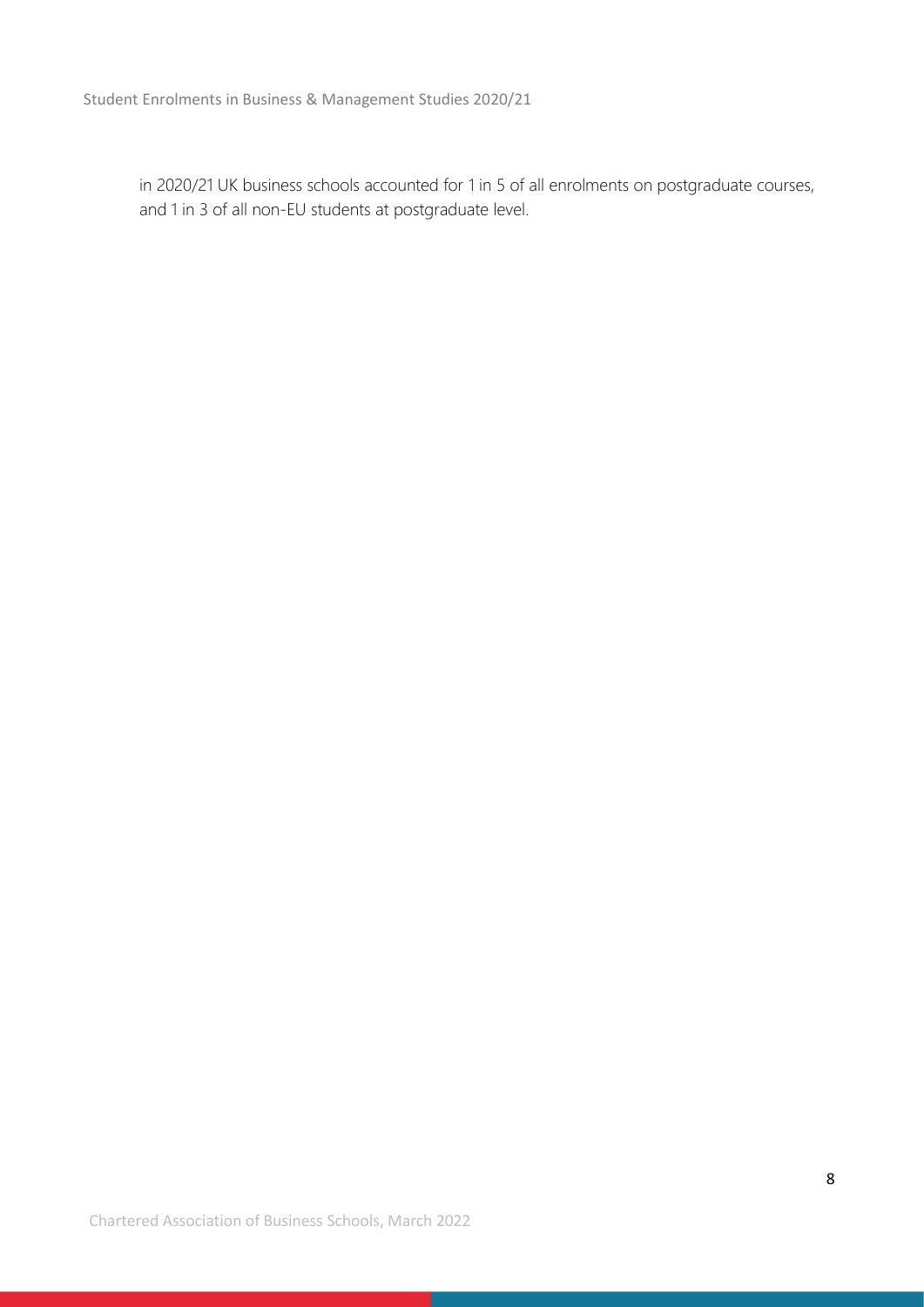in 2020/21 UK business schools accounted for 1 in 5 of all enrolments on postgraduate courses, and 1 in 3 of all non-EU students at postgraduate level.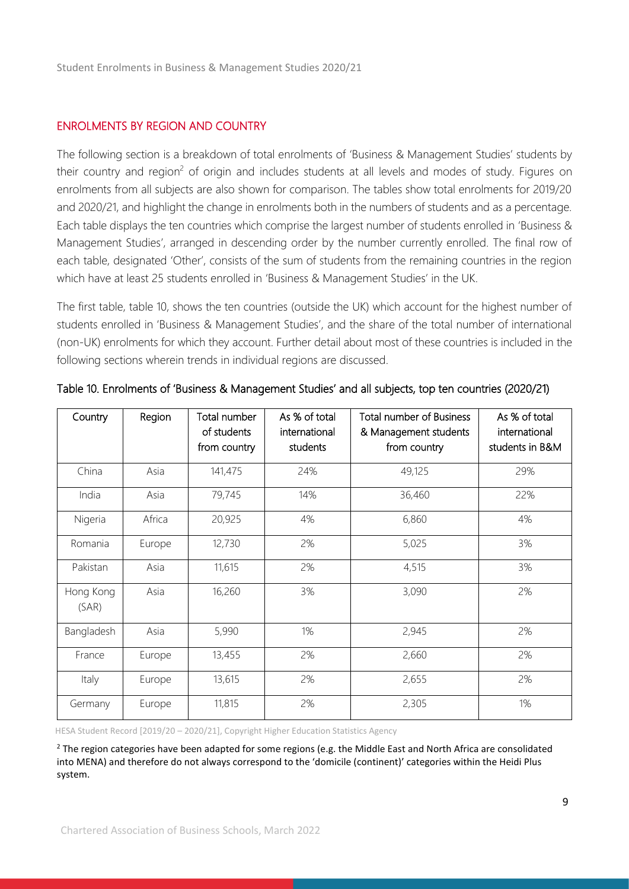## ENROLMENTS BY REGION AND COUNTRY

The following section is a breakdown of total enrolments of 'Business & Management Studies' students by their country and region[2] of origin and includes students at all levels and modes of study. Figures on enrolments from all subjects are also shown for comparison. The tables show total enrolments for 2019/20 and 2020/21, and highlight the change in enrolments both in the numbers of students and as a percentage. Each table displays the ten countries which comprise the largest number of students enrolled in 'Business & Management Studies', arranged in descending order by the number currently enrolled. The final row of each table, designated 'Other', consists of the sum of students from the remaining countries in the region which have at least 25 students enrolled in 'Business & Management Studies' in the UK.

The first table, table 10, shows the ten countries (outside the UK) which account for the highest number of students enrolled in 'Business & Management Studies', and the share of the total number of international (non-UK) enrolments for which they account. Further detail about most of these countries is included in the following sections wherein trends in individual regions are discussed.

Table 10. Enrolments of 'Business & Management Studies' and all subjects, top ten countries (2020/21)

| Country | Region | Total number of students from country | As % of total international students | Total number of Business & Management students from country | As % of total international students in B&M |
|---|---|---|---|---|---|
| China | Asia | 141,475 | 24% | 49,125 | 29% |
| India | Asia | 79,745 | 14% | 36,460 | 22% |
| Nigeria | Africa | 20,925 | 4% | 6,860 | 4% |
| Romania | Europe | 12,730 | 2% | 5,025 | 3% |
| Pakistan | Asia | 11,615 | 2% | 4,515 | 3% |
| Hong Kong (SAR) | Asia | 16,260 | 3% | 3,090 | 2% |
| Bangladesh | Asia | 5,990 | 1% | 2,945 | 2% |
| France | Europe | 13,455 | 2% | 2,660 | 2% |
| Italy | Europe | 13,615 | 2% | 2,655 | 2% |
| Germany | Europe | 11,815 | 2% | 2,305 | 1% |

HESA Student Record [2019/20 – 2020/21], Copyright Higher Education Statistics Agency

[2] The region categories have been adapted for some regions (e.g. the Middle East and North Africa are consolidated into MENA) and therefore do not always correspond to the 'domicile (continent)' categories within the Heidi Plus system.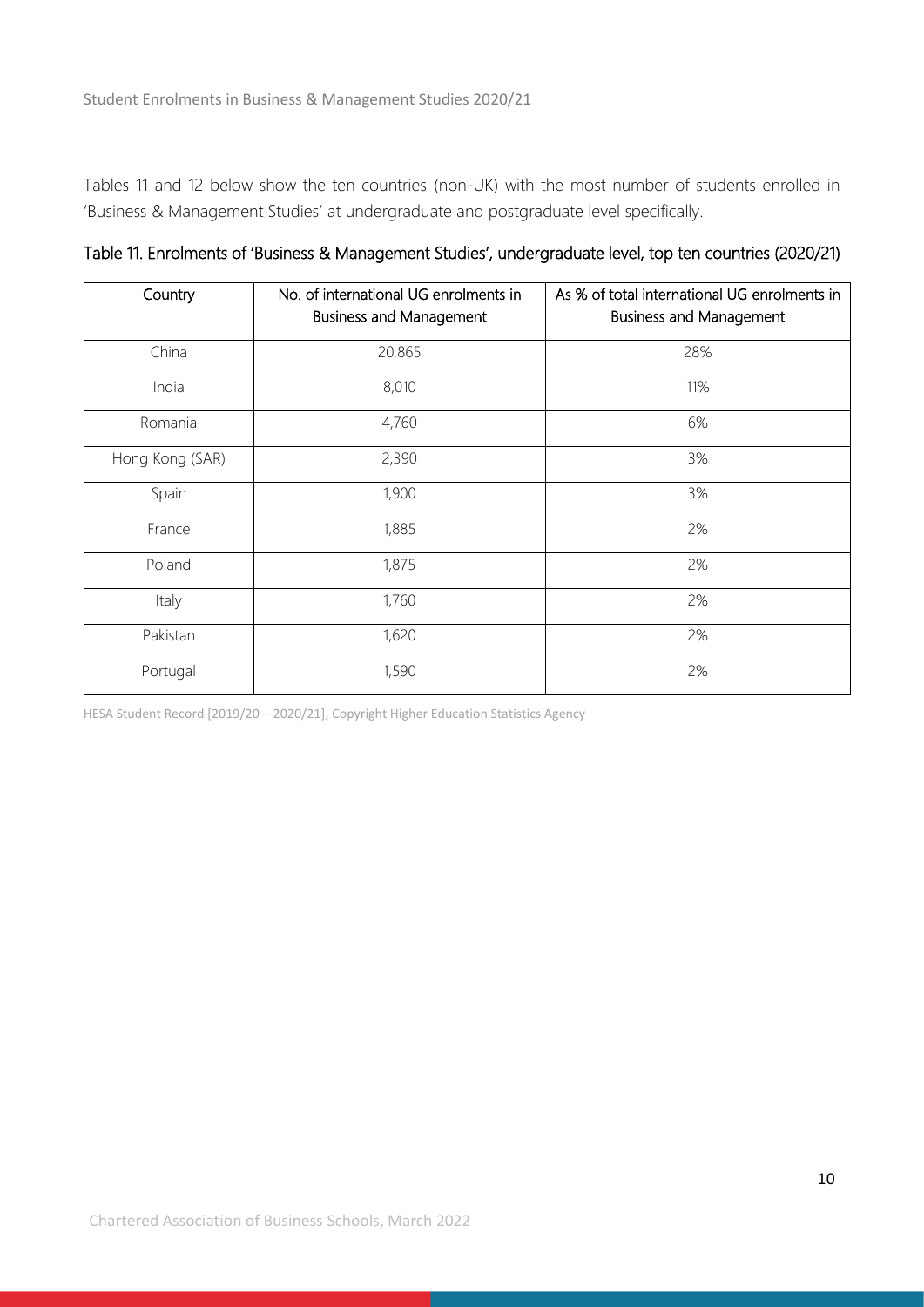Tables 11 and 12 below show the ten countries (non-UK) with the most number of students enrolled in 'Business & Management Studies' at undergraduate and postgraduate level specifically.

Table 11. Enrolments of 'Business & Management Studies', undergraduate level, top ten countries (2020/21)

| Country | No. of international UG enrolments in Business and Management | As % of total international UG enrolments in Business and Management |
|---|---|---|
| China | 20,865 | 28% |
| India | 8,010 | 11% |
| Romania | 4,760 | 6% |
| Hong Kong (SAR) | 2,390 | 3% |
| Spain | 1,900 | 3% |
| France | 1,885 | 2% |
| Poland | 1,875 | 2% |
| Italy | 1,760 | 2% |
| Pakistan | 1,620 | 2% |
| Portugal | 1,590 | 2% |

HESA Student Record [2019/20 – 2020/21], Copyright Higher Education Statistics Agency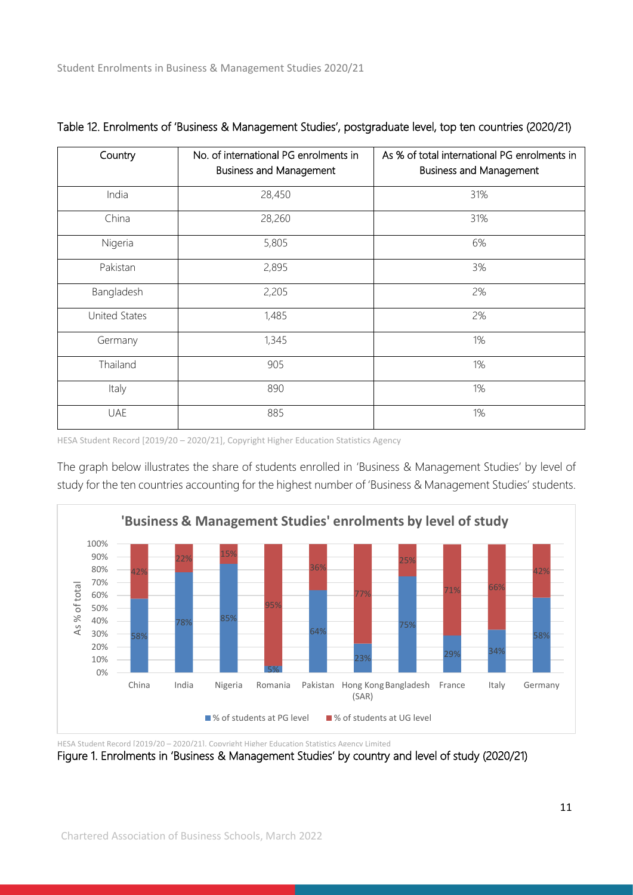Table 12. Enrolments of 'Business & Management Studies', postgraduate level, top ten countries (2020/21)

| Country | No. of international PG enrolments in Business and Management | As % of total international PG enrolments in Business and Management |
|---|---|---|
| India | 28,450 | 31% |
| China | 28,260 | 31% |
| Nigeria | 5,805 | 6% |
| Pakistan | 2,895 | 3% |
| Bangladesh | 2,205 | 2% |
| United States | 1,485 | 2% |
| Germany | 1,345 | 1% |
| Thailand | 905 | 1% |
| Italy | 890 | 1% |
| UAE | 885 | 1% |

HESA Student Record [2019/20 – 2020/21], Copyright Higher Education Statistics Agency

The graph below illustrates the share of students enrolled in 'Business & Management Studies' by level of study for the ten countries accounting for the highest number of 'Business & Management Studies' students.

**'Business & Management Studies' enrolments by level of study**

| Country | % of students at PG level | % of students at UG level |
|---|---|---|
| China | 58% | 42% |
| India | 78% | 22% |
| Nigeria | 85% | 15% |
| Romania | 5% | 95% |
| Pakistan | 64% | 36% |
| Hong Kong (SAR) | 23% | 77% |
| Bangladesh | 75% | 25% |
| France | 29% | 71% |
| Italy | 34% | 66% |
| Germany | 58% | 42% |

HESA Student Record [2019/20 – 2020/21], Copyright Higher Education Statistics Agency Limited

Figure 1. Enrolments in 'Business & Management Studies' by country and level of study (2020/21)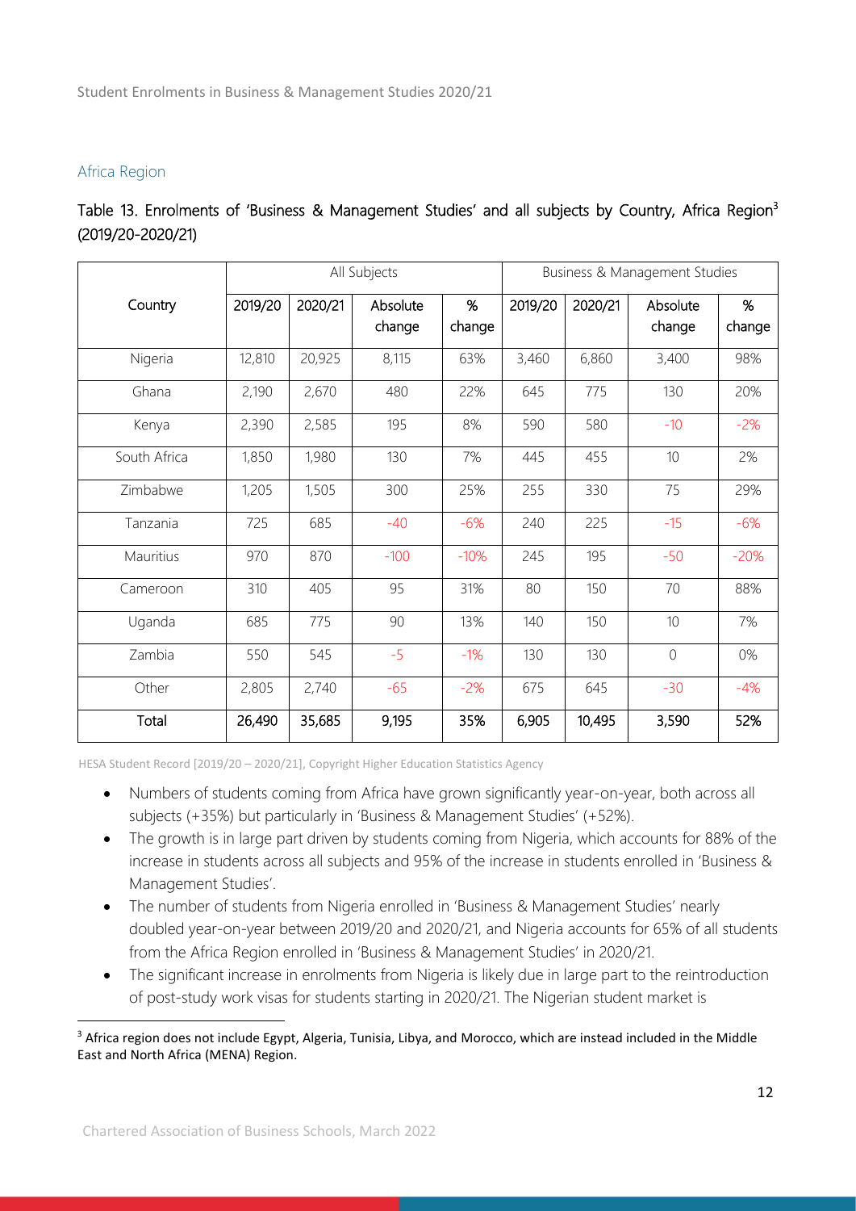## Africa Region

Table 13. Enrolments of 'Business & Management Studies' and all subjects by Country, Africa Region[3] (2019/20-2020/21)

| Country | All Subjects | | | | Business & Management Studies | | | |
|---|---|---|---|---|---|---|---|---|
| | 2019/20 | 2020/21 | Absolute change | % change | 2019/20 | 2020/21 | Absolute change | % change |
| Nigeria | 12,810 | 20,925 | 8,115 | 63% | 3,460 | 6,860 | 3,400 | 98% |
| Ghana | 2,190 | 2,670 | 480 | 22% | 645 | 775 | 130 | 20% |
| Kenya | 2,390 | 2,585 | 195 | 8% | 590 | 580 | -10 | -2% |
| South Africa | 1,850 | 1,980 | 130 | 7% | 445 | 455 | 10 | 2% |
| Zimbabwe | 1,205 | 1,505 | 300 | 25% | 255 | 330 | 75 | 29% |
| Tanzania | 725 | 685 | -40 | -6% | 240 | 225 | -15 | -6% |
| Mauritius | 970 | 870 | -100 | -10% | 245 | 195 | -50 | -20% |
| Cameroon | 310 | 405 | 95 | 31% | 80 | 150 | 70 | 88% |
| Uganda | 685 | 775 | 90 | 13% | 140 | 150 | 10 | 7% |
| Zambia | 550 | 545 | -5 | -1% | 130 | 130 | 0 | 0% |
| Other | 2,805 | 2,740 | -65 | -2% | 675 | 645 | -30 | -4% |
| **Total** | **26,490** | **35,685** | **9,195** | **35%** | **6,905** | **10,495** | **3,590** | **52%** |

HESA Student Record [2019/20 – 2020/21], Copyright Higher Education Statistics Agency

- Numbers of students coming from Africa have grown significantly year-on-year, both across all subjects (+35%) but particularly in 'Business & Management Studies' (+52%).
- The growth is in large part driven by students coming from Nigeria, which accounts for 88% of the increase in students across all subjects and 95% of the increase in students enrolled in 'Business & Management Studies'.
- The number of students from Nigeria enrolled in 'Business & Management Studies' nearly doubled year-on-year between 2019/20 and 2020/21, and Nigeria accounts for 65% of all students from the Africa Region enrolled in 'Business & Management Studies' in 2020/21.
- The significant increase in enrolments from Nigeria is likely due in large part to the reintroduction of post-study work visas for students starting in 2020/21. The Nigerian student market is

[3] Africa region does not include Egypt, Algeria, Tunisia, Libya, and Morocco, which are instead included in the Middle East and North Africa (MENA) Region.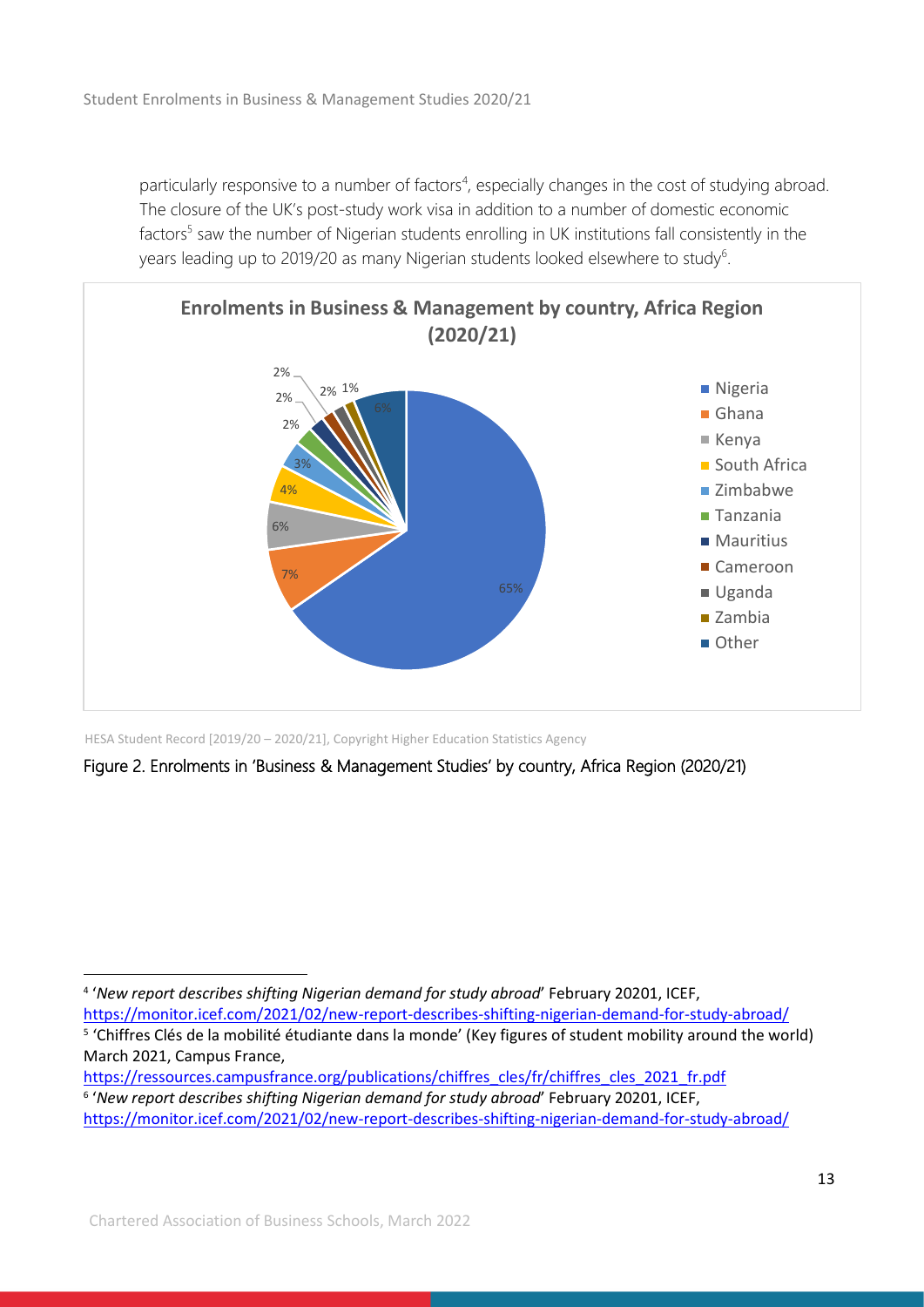particularly responsive to a number of factors[4], especially changes in the cost of studying abroad. The closure of the UK's post-study work visa in addition to a number of domestic economic factors[5] saw the number of Nigerian students enrolling in UK institutions fall consistently in the years leading up to 2019/20 as many Nigerian students looked elsewhere to study[6].

**Enrolments in Business & Management by country, Africa Region (2020/21)**

| Country | Share |
| --- | --- |
| Nigeria | 65% |
| Ghana | 7% |
| Kenya | 6% |
| South Africa | 4% |
| Zimbabwe | 3% |
| Tanzania | 2% |
| Mauritius | 2% |
| Cameroon | 2% |
| Uganda | 2% |
| Zambia | 1% |
| Other | 6% |

HESA Student Record [2019/20 – 2020/21], Copyright Higher Education Statistics Agency

Figure 2. Enrolments in 'Business & Management Studies' by country, Africa Region (2020/21)

---

[4] '*New report describes shifting Nigerian demand for study abroad*' February 20201, ICEF, https://monitor.icef.com/2021/02/new-report-describes-shifting-nigerian-demand-for-study-abroad/

[5] 'Chiffres Clés de la mobilité étudiante dans la monde' (Key figures of student mobility around the world) March 2021, Campus France, https://ressources.campusfrance.org/publications/chiffres_cles/fr/chiffres_cles_2021_fr.pdf

[6] '*New report describes shifting Nigerian demand for study abroad*' February 20201, ICEF, https://monitor.icef.com/2021/02/new-report-describes-shifting-nigerian-demand-for-study-abroad/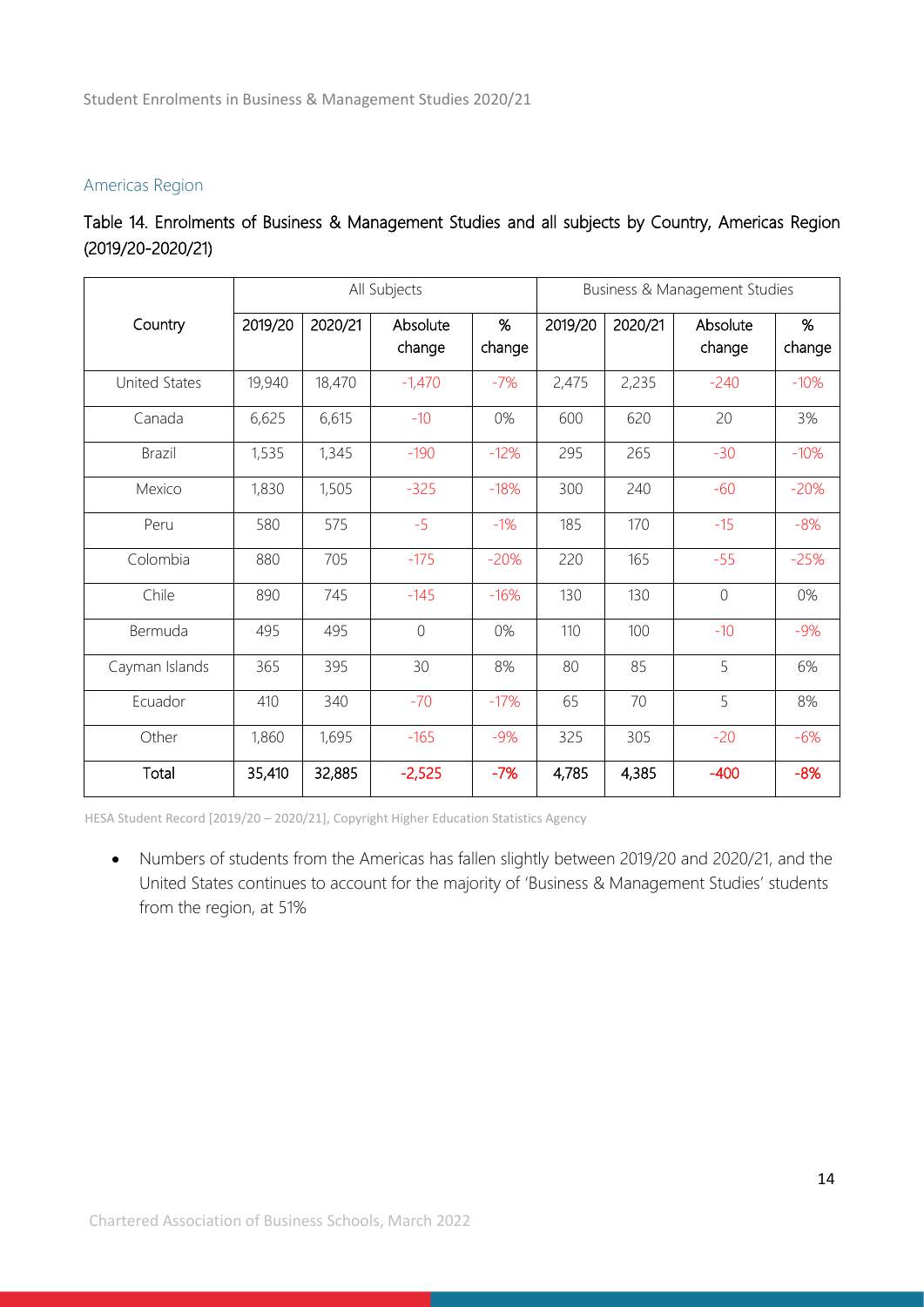## Americas Region

Table 14. Enrolments of Business & Management Studies and all subjects by Country, Americas Region (2019/20-2020/21)

| Country | All Subjects | | | | Business & Management Studies | | | |
|---|---|---|---|---|---|---|---|---|
| | 2019/20 | 2020/21 | Absolute change | % change | 2019/20 | 2020/21 | Absolute change | % change |
| United States | 19,940 | 18,470 | -1,470 | -7% | 2,475 | 2,235 | -240 | -10% |
| Canada | 6,625 | 6,615 | -10 | 0% | 600 | 620 | 20 | 3% |
| Brazil | 1,535 | 1,345 | -190 | -12% | 295 | 265 | -30 | -10% |
| Mexico | 1,830 | 1,505 | -325 | -18% | 300 | 240 | -60 | -20% |
| Peru | 580 | 575 | -5 | -1% | 185 | 170 | -15 | -8% |
| Colombia | 880 | 705 | -175 | -20% | 220 | 165 | -55 | -25% |
| Chile | 890 | 745 | -145 | -16% | 130 | 130 | 0 | 0% |
| Bermuda | 495 | 495 | 0 | 0% | 110 | 100 | -10 | -9% |
| Cayman Islands | 365 | 395 | 30 | 8% | 80 | 85 | 5 | 6% |
| Ecuador | 410 | 340 | -70 | -17% | 65 | 70 | 5 | 8% |
| Other | 1,860 | 1,695 | -165 | -9% | 325 | 305 | -20 | -6% |
| **Total** | **35,410** | **32,885** | **-2,525** | **-7%** | **4,785** | **4,385** | **-400** | **-8%** |

HESA Student Record [2019/20 – 2020/21], Copyright Higher Education Statistics Agency

- Numbers of students from the Americas has fallen slightly between 2019/20 and 2020/21, and the United States continues to account for the majority of 'Business & Management Studies' students from the region, at 51%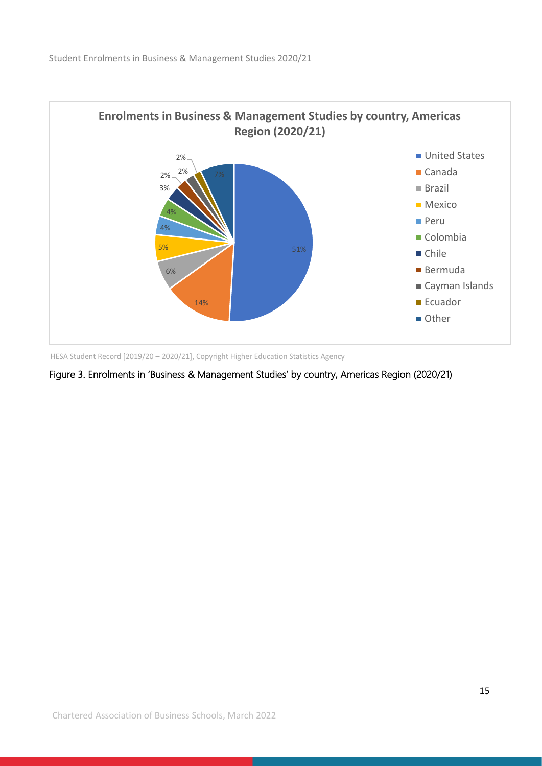**Enrolments in Business & Management Studies by country, Americas Region (2020/21)**

| Country | Share |
| --- | --- |
| United States | 51% |
| Canada | 14% |
| Brazil | 6% |
| Mexico | 5% |
| Peru | 4% |
| Colombia | 4% |
| Chile | 3% |
| Bermuda | 2% |
| Cayman Islands | 2% |
| Ecuador | 2% |
| Other | 7% |

HESA Student Record [2019/20 – 2020/21], Copyright Higher Education Statistics Agency

Figure 3. Enrolments in 'Business & Management Studies' by country, Americas Region (2020/21)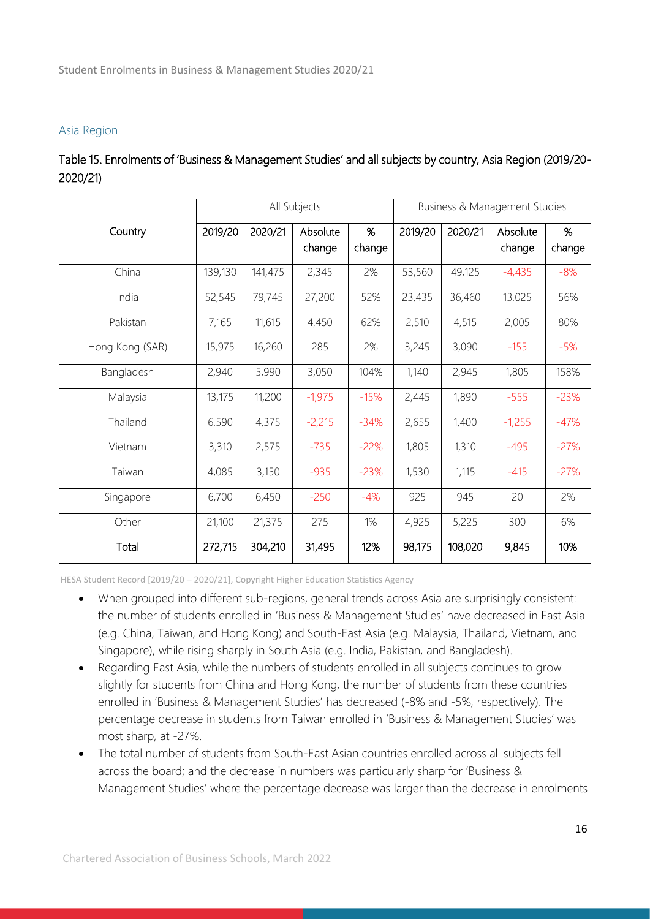## Asia Region

### Table 15. Enrolments of 'Business & Management Studies' and all subjects by country, Asia Region (2019/20-2020/21)

| Country | All Subjects | | | | Business & Management Studies | | | |
|---|---|---|---|---|---|---|---|---|
| | 2019/20 | 2020/21 | Absolute change | % change | 2019/20 | 2020/21 | Absolute change | % change |
| China | 139,130 | 141,475 | 2,345 | 2% | 53,560 | 49,125 | -4,435 | -8% |
| India | 52,545 | 79,745 | 27,200 | 52% | 23,435 | 36,460 | 13,025 | 56% |
| Pakistan | 7,165 | 11,615 | 4,450 | 62% | 2,510 | 4,515 | 2,005 | 80% |
| Hong Kong (SAR) | 15,975 | 16,260 | 285 | 2% | 3,245 | 3,090 | -155 | -5% |
| Bangladesh | 2,940 | 5,990 | 3,050 | 104% | 1,140 | 2,945 | 1,805 | 158% |
| Malaysia | 13,175 | 11,200 | -1,975 | -15% | 2,445 | 1,890 | -555 | -23% |
| Thailand | 6,590 | 4,375 | -2,215 | -34% | 2,655 | 1,400 | -1,255 | -47% |
| Vietnam | 3,310 | 2,575 | -735 | -22% | 1,805 | 1,310 | -495 | -27% |
| Taiwan | 4,085 | 3,150 | -935 | -23% | 1,530 | 1,115 | -415 | -27% |
| Singapore | 6,700 | 6,450 | -250 | -4% | 925 | 945 | 20 | 2% |
| Other | 21,100 | 21,375 | 275 | 1% | 4,925 | 5,225 | 300 | 6% |
| **Total** | **272,715** | **304,210** | **31,495** | **12%** | **98,175** | **108,020** | **9,845** | **10%** |

HESA Student Record [2019/20 – 2020/21], Copyright Higher Education Statistics Agency

- When grouped into different sub-regions, general trends across Asia are surprisingly consistent: the number of students enrolled in 'Business & Management Studies' have decreased in East Asia (e.g. China, Taiwan, and Hong Kong) and South-East Asia (e.g. Malaysia, Thailand, Vietnam, and Singapore), while rising sharply in South Asia (e.g. India, Pakistan, and Bangladesh).
- Regarding East Asia, while the numbers of students enrolled in all subjects continues to grow slightly for students from China and Hong Kong, the number of students from these countries enrolled in 'Business & Management Studies' has decreased (-8% and -5%, respectively). The percentage decrease in students from Taiwan enrolled in 'Business & Management Studies' was most sharp, at -27%.
- The total number of students from South-East Asian countries enrolled across all subjects fell across the board; and the decrease in numbers was particularly sharp for 'Business & Management Studies' where the percentage decrease was larger than the decrease in enrolments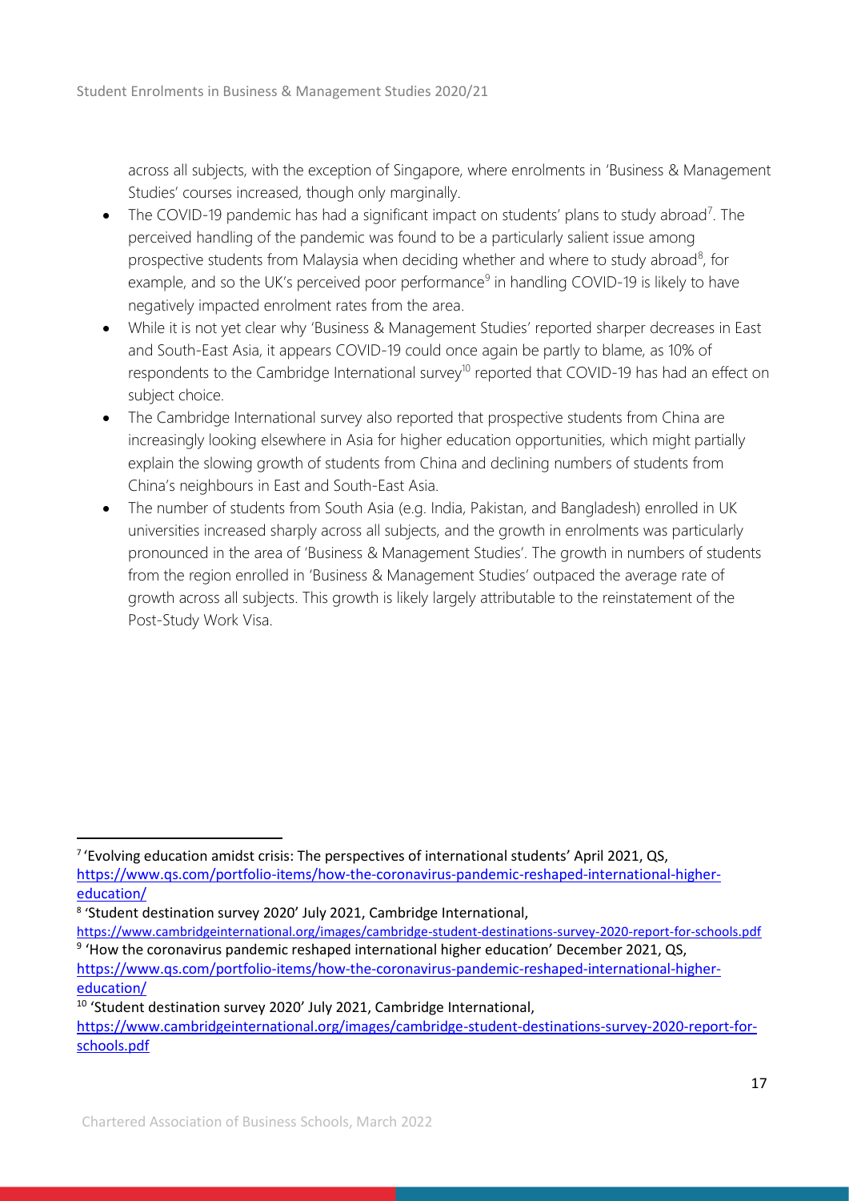across all subjects, with the exception of Singapore, where enrolments in 'Business & Management Studies' courses increased, though only marginally.

- The COVID-19 pandemic has had a significant impact on students' plans to study abroad[7]. The perceived handling of the pandemic was found to be a particularly salient issue among prospective students from Malaysia when deciding whether and where to study abroad[8], for example, and so the UK's perceived poor performance[9] in handling COVID-19 is likely to have negatively impacted enrolment rates from the area.
- While it is not yet clear why 'Business & Management Studies' reported sharper decreases in East and South-East Asia, it appears COVID-19 could once again be partly to blame, as 10% of respondents to the Cambridge International survey[10] reported that COVID-19 has had an effect on subject choice.
- The Cambridge International survey also reported that prospective students from China are increasingly looking elsewhere in Asia for higher education opportunities, which might partially explain the slowing growth of students from China and declining numbers of students from China's neighbours in East and South-East Asia.
- The number of students from South Asia (e.g. India, Pakistan, and Bangladesh) enrolled in UK universities increased sharply across all subjects, and the growth in enrolments was particularly pronounced in the area of 'Business & Management Studies'. The growth in numbers of students from the region enrolled in 'Business & Management Studies' outpaced the average rate of growth across all subjects. This growth is likely largely attributable to the reinstatement of the Post-Study Work Visa.

---

[7] 'Evolving education amidst crisis: The perspectives of international students' April 2021, QS, https://www.qs.com/portfolio-items/how-the-coronavirus-pandemic-reshaped-international-higher-education/

[8] 'Student destination survey 2020' July 2021, Cambridge International, https://www.cambridgeinternational.org/images/cambridge-student-destinations-survey-2020-report-for-schools.pdf

[9] 'How the coronavirus pandemic reshaped international higher education' December 2021, QS, https://www.qs.com/portfolio-items/how-the-coronavirus-pandemic-reshaped-international-higher-education/

[10] 'Student destination survey 2020' July 2021, Cambridge International, https://www.cambridgeinternational.org/images/cambridge-student-destinations-survey-2020-report-for-schools.pdf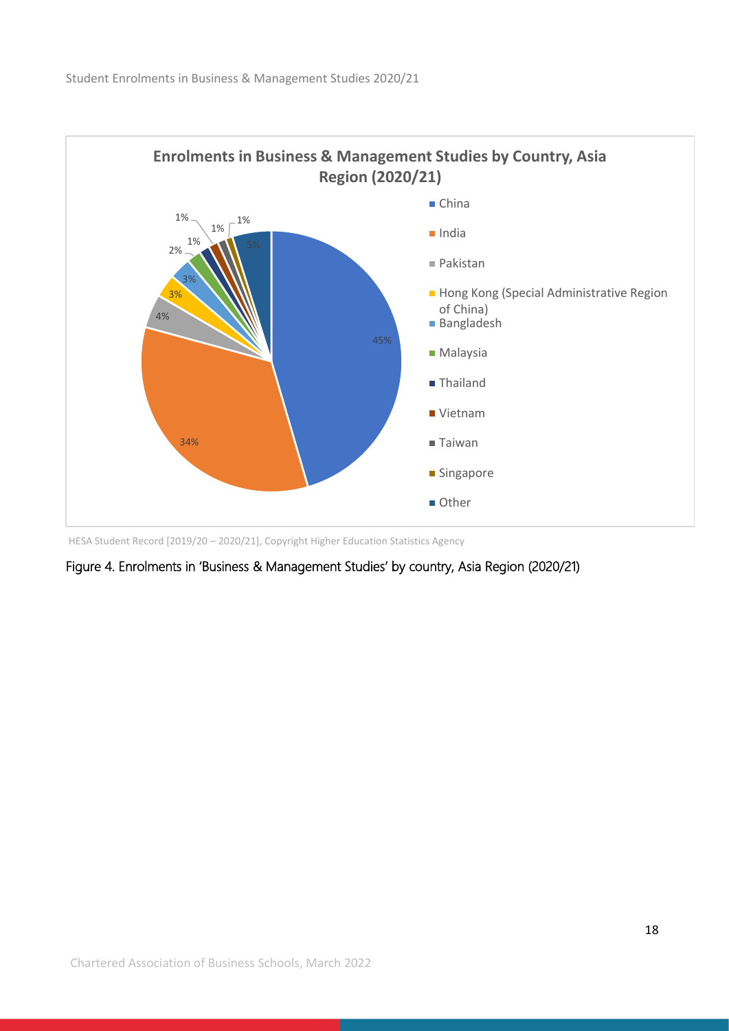**Enrolments in Business & Management Studies by Country, Asia Region (2020/21)**

| Country | Share |
|---|---|
| China | 45% |
| India | 34% |
| Pakistan | 4% |
| Hong Kong (Special Administrative Region of China) | 3% |
| Bangladesh | 3% |
| Malaysia | 2% |
| Thailand | 1% |
| Vietnam | 1% |
| Taiwan | 1% |
| Singapore | 1% |
| Other | 5% |

HESA Student Record [2019/20 – 2020/21], Copyright Higher Education Statistics Agency

Figure 4. Enrolments in 'Business & Management Studies' by country, Asia Region (2020/21)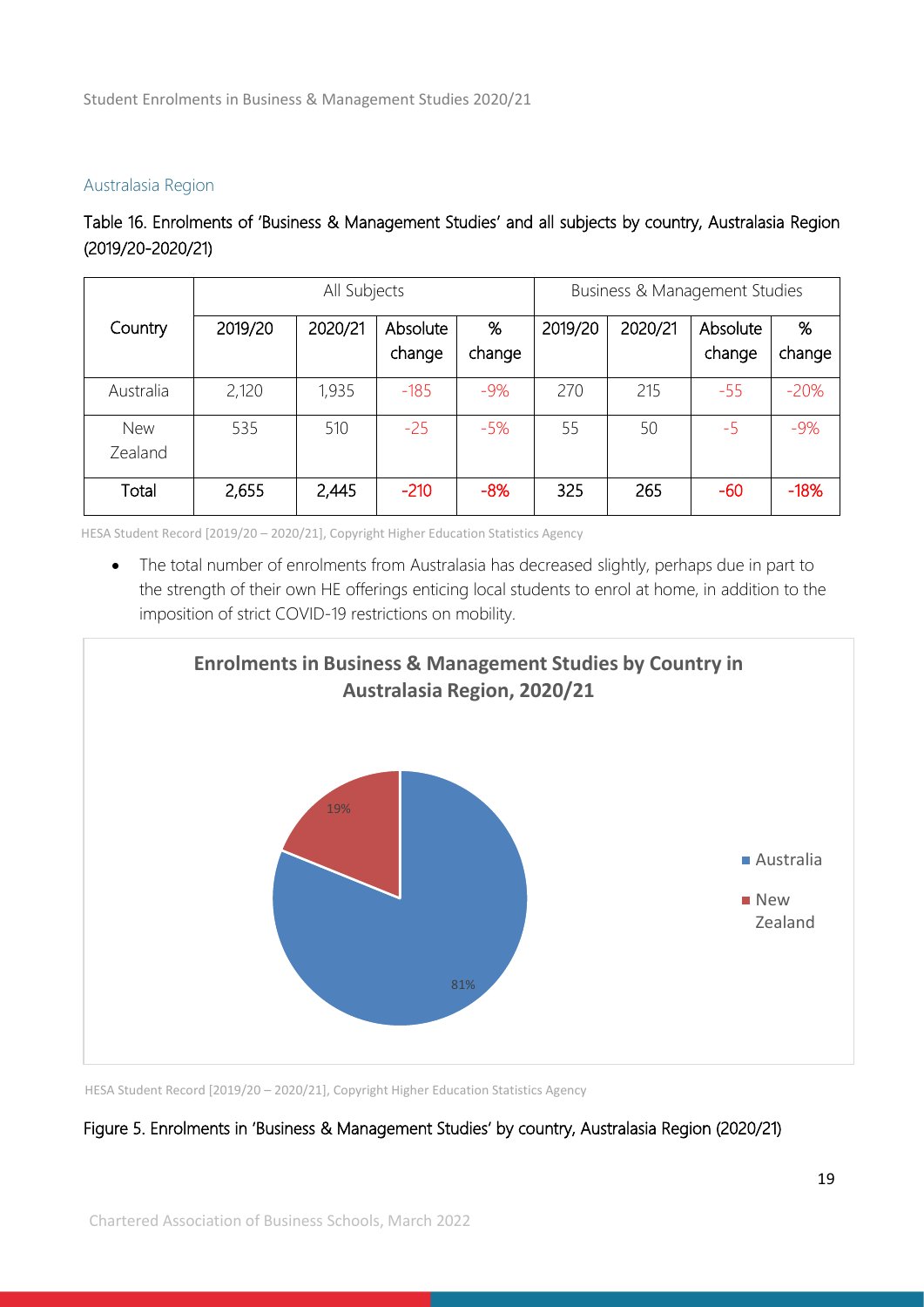## Australasia Region

Table 16. Enrolments of 'Business & Management Studies' and all subjects by country, Australasia Region (2019/20-2020/21)

| Country | All Subjects | | | | Business & Management Studies | | | |
|---|---|---|---|---|---|---|---|---|
| | 2019/20 | 2020/21 | Absolute change | % change | 2019/20 | 2020/21 | Absolute change | % change |
| Australia | 2,120 | 1,935 | -185 | -9% | 270 | 215 | -55 | -20% |
| New Zealand | 535 | 510 | -25 | -5% | 55 | 50 | -5 | -9% |
| **Total** | **2,655** | **2,445** | **-210** | **-8%** | **325** | **265** | **-60** | **-18%** |

HESA Student Record [2019/20 – 2020/21], Copyright Higher Education Statistics Agency

- The total number of enrolments from Australasia has decreased slightly, perhaps due in part to the strength of their own HE offerings enticing local students to enrol at home, in addition to the imposition of strict COVID-19 restrictions on mobility.

**Enrolments in Business & Management Studies by Country in Australasia Region, 2020/21**

| Country | Share |
|---|---|
| Australia | 81% |
| New Zealand | 19% |

HESA Student Record [2019/20 – 2020/21], Copyright Higher Education Statistics Agency

Figure 5. Enrolments in 'Business & Management Studies' by country, Australasia Region (2020/21)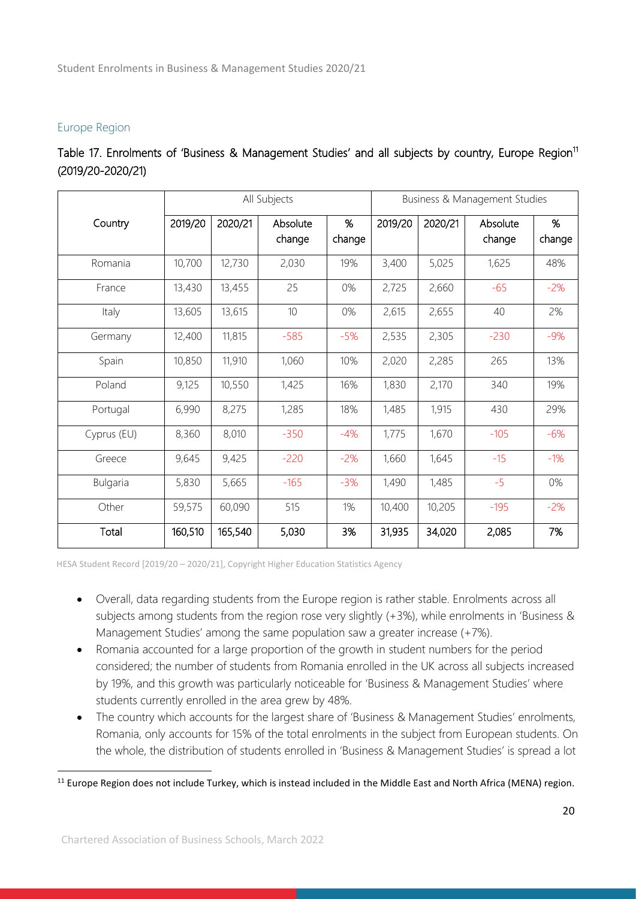## Europe Region

### Table 17. Enrolments of 'Business & Management Studies' and all subjects by country, Europe Region[11] (2019/20-2020/21)

| Country | All Subjects | | | | Business & Management Studies | | | |
|---|---|---|---|---|---|---|---|---|
| | 2019/20 | 2020/21 | Absolute change | % change | 2019/20 | 2020/21 | Absolute change | % change |
| Romania | 10,700 | 12,730 | 2,030 | 19% | 3,400 | 5,025 | 1,625 | 48% |
| France | 13,430 | 13,455 | 25 | 0% | 2,725 | 2,660 | -65 | -2% |
| Italy | 13,605 | 13,615 | 10 | 0% | 2,615 | 2,655 | 40 | 2% |
| Germany | 12,400 | 11,815 | -585 | -5% | 2,535 | 2,305 | -230 | -9% |
| Spain | 10,850 | 11,910 | 1,060 | 10% | 2,020 | 2,285 | 265 | 13% |
| Poland | 9,125 | 10,550 | 1,425 | 16% | 1,830 | 2,170 | 340 | 19% |
| Portugal | 6,990 | 8,275 | 1,285 | 18% | 1,485 | 1,915 | 430 | 29% |
| Cyprus (EU) | 8,360 | 8,010 | -350 | -4% | 1,775 | 1,670 | -105 | -6% |
| Greece | 9,645 | 9,425 | -220 | -2% | 1,660 | 1,645 | -15 | -1% |
| Bulgaria | 5,830 | 5,665 | -165 | -3% | 1,490 | 1,485 | -5 | 0% |
| Other | 59,575 | 60,090 | 515 | 1% | 10,400 | 10,205 | -195 | -2% |
| **Total** | **160,510** | **165,540** | **5,030** | **3%** | **31,935** | **34,020** | **2,085** | **7%** |

HESA Student Record [2019/20 – 2020/21], Copyright Higher Education Statistics Agency

- Overall, data regarding students from the Europe region is rather stable. Enrolments across all subjects among students from the region rose very slightly (+3%), while enrolments in 'Business & Management Studies' among the same population saw a greater increase (+7%).
- Romania accounted for a large proportion of the growth in student numbers for the period considered; the number of students from Romania enrolled in the UK across all subjects increased by 19%, and this growth was particularly noticeable for 'Business & Management Studies' where students currently enrolled in the area grew by 48%.
- The country which accounts for the largest share of 'Business & Management Studies' enrolments, Romania, only accounts for 15% of the total enrolments in the subject from European students. On the whole, the distribution of students enrolled in 'Business & Management Studies' is spread a lot

[11] Europe Region does not include Turkey, which is instead included in the Middle East and North Africa (MENA) region.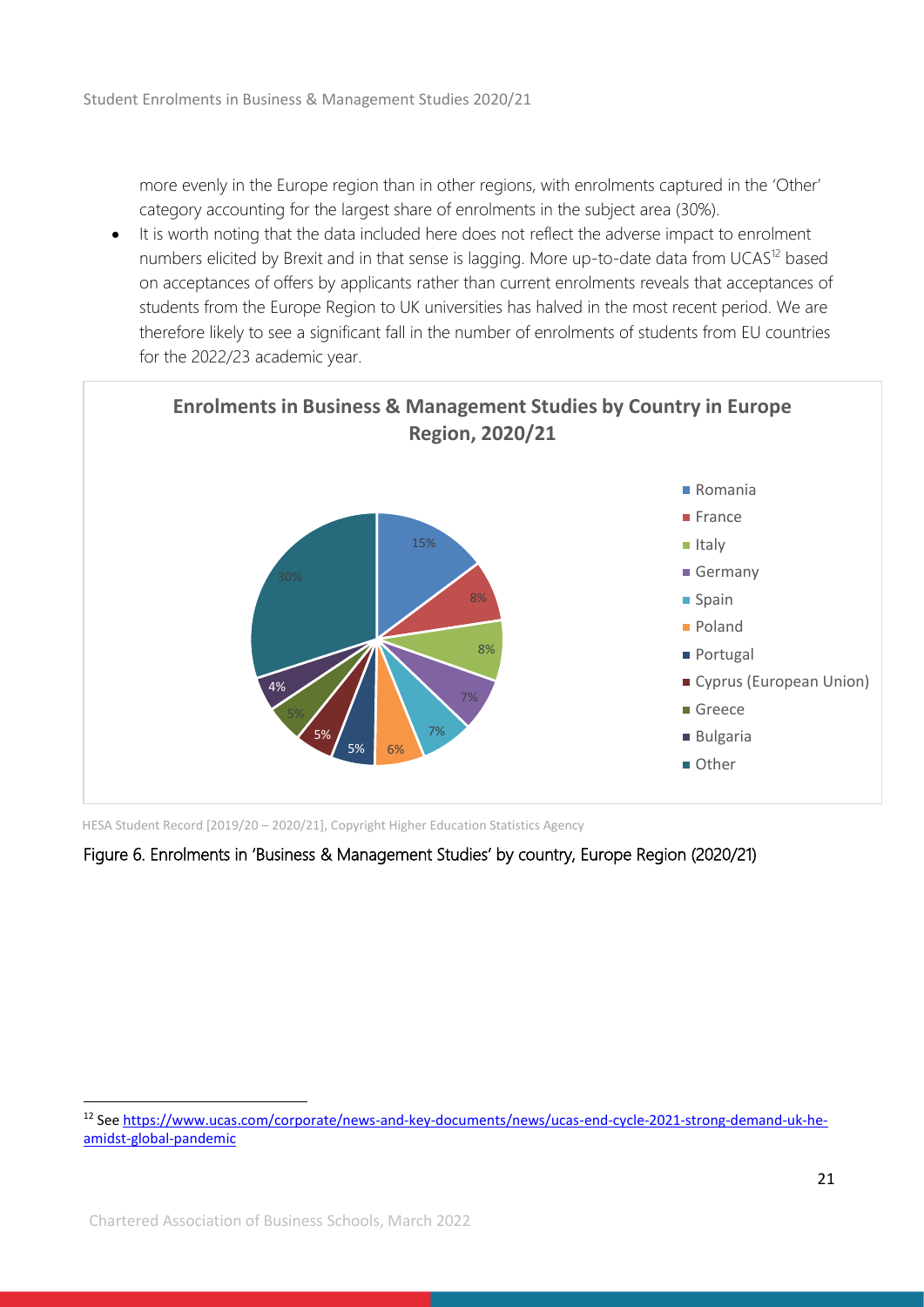more evenly in the Europe region than in other regions, with enrolments captured in the 'Other' category accounting for the largest share of enrolments in the subject area (30%).

- It is worth noting that the data included here does not reflect the adverse impact to enrolment numbers elicited by Brexit and in that sense is lagging. More up-to-date data from UCAS[12] based on acceptances of offers by applicants rather than current enrolments reveals that acceptances of students from the Europe Region to UK universities has halved in the most recent period. We are therefore likely to see a significant fall in the number of enrolments of students from EU countries for the 2022/23 academic year.

**Enrolments in Business & Management Studies by Country in Europe Region, 2020/21**

| Country | Share |
|---|---|
| Romania | 15% |
| France | 8% |
| Italy | 8% |
| Germany | 7% |
| Spain | 7% |
| Poland | 6% |
| Portugal | 5% |
| Cyprus (European Union) | 5% |
| Greece | 5% |
| Bulgaria | 4% |
| Other | 30% |

HESA Student Record [2019/20 – 2020/21], Copyright Higher Education Statistics Agency

Figure 6. Enrolments in 'Business & Management Studies' by country, Europe Region (2020/21)

[12] See https://www.ucas.com/corporate/news-and-key-documents/news/ucas-end-cycle-2021-strong-demand-uk-he-amidst-global-pandemic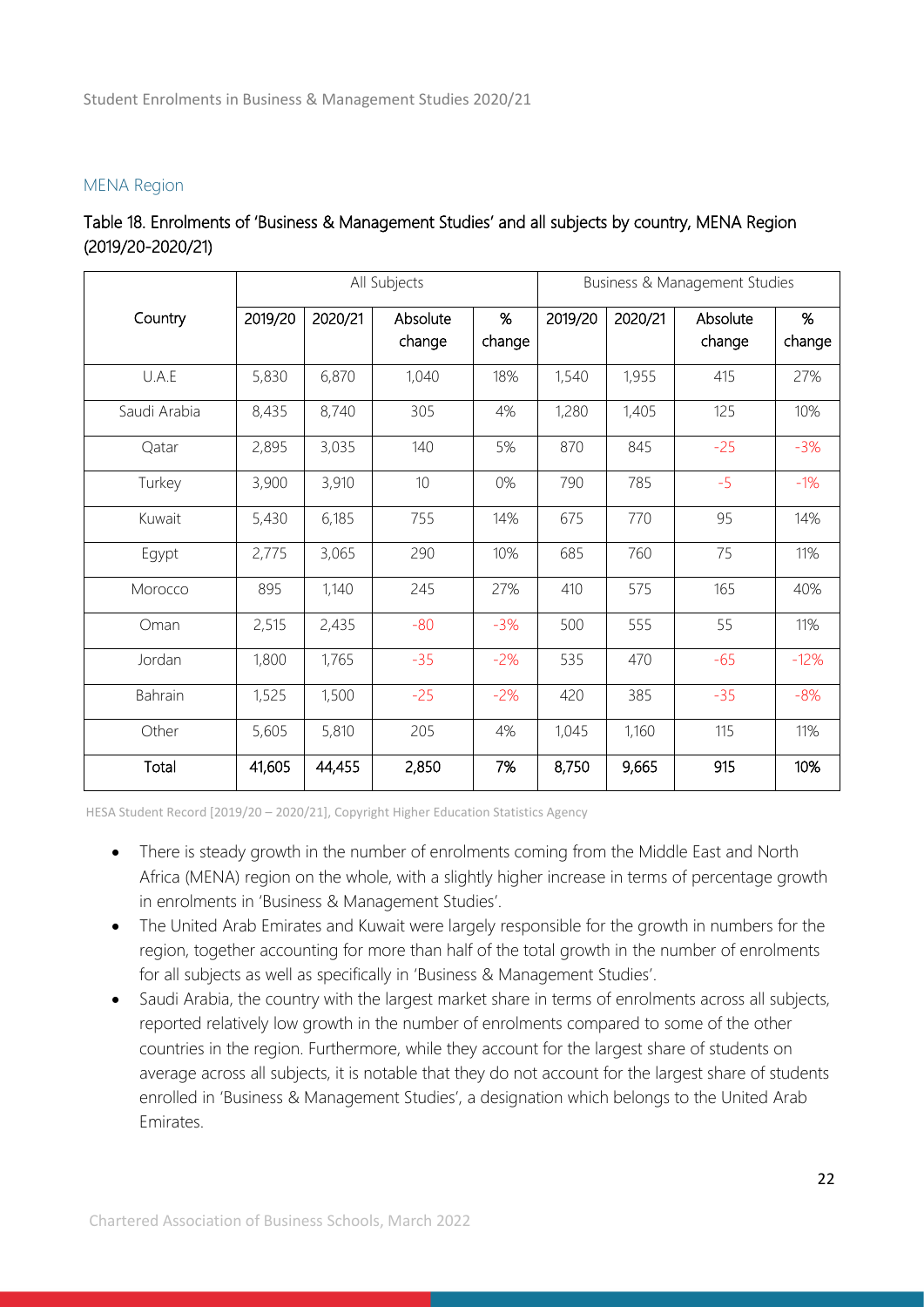## MENA Region

### Table 18. Enrolments of 'Business & Management Studies' and all subjects by country, MENA Region (2019/20-2020/21)

| Country | All Subjects | | | | Business & Management Studies | | | |
|---|---|---|---|---|---|---|---|---|
| | 2019/20 | 2020/21 | Absolute change | % change | 2019/20 | 2020/21 | Absolute change | % change |
| U.A.E | 5,830 | 6,870 | 1,040 | 18% | 1,540 | 1,955 | 415 | 27% |
| Saudi Arabia | 8,435 | 8,740 | 305 | 4% | 1,280 | 1,405 | 125 | 10% |
| Qatar | 2,895 | 3,035 | 140 | 5% | 870 | 845 | -25 | -3% |
| Turkey | 3,900 | 3,910 | 10 | 0% | 790 | 785 | -5 | -1% |
| Kuwait | 5,430 | 6,185 | 755 | 14% | 675 | 770 | 95 | 14% |
| Egypt | 2,775 | 3,065 | 290 | 10% | 685 | 760 | 75 | 11% |
| Morocco | 895 | 1,140 | 245 | 27% | 410 | 575 | 165 | 40% |
| Oman | 2,515 | 2,435 | -80 | -3% | 500 | 555 | 55 | 11% |
| Jordan | 1,800 | 1,765 | -35 | -2% | 535 | 470 | -65 | -12% |
| Bahrain | 1,525 | 1,500 | -25 | -2% | 420 | 385 | -35 | -8% |
| Other | 5,605 | 5,810 | 205 | 4% | 1,045 | 1,160 | 115 | 11% |
| **Total** | **41,605** | **44,455** | **2,850** | **7%** | **8,750** | **9,665** | **915** | **10%** |

HESA Student Record [2019/20 – 2020/21], Copyright Higher Education Statistics Agency

- There is steady growth in the number of enrolments coming from the Middle East and North Africa (MENA) region on the whole, with a slightly higher increase in terms of percentage growth in enrolments in 'Business & Management Studies'.
- The United Arab Emirates and Kuwait were largely responsible for the growth in numbers for the region, together accounting for more than half of the total growth in the number of enrolments for all subjects as well as specifically in 'Business & Management Studies'.
- Saudi Arabia, the country with the largest market share in terms of enrolments across all subjects, reported relatively low growth in the number of enrolments compared to some of the other countries in the region. Furthermore, while they account for the largest share of students on average across all subjects, it is notable that they do not account for the largest share of students enrolled in 'Business & Management Studies', a designation which belongs to the United Arab Emirates.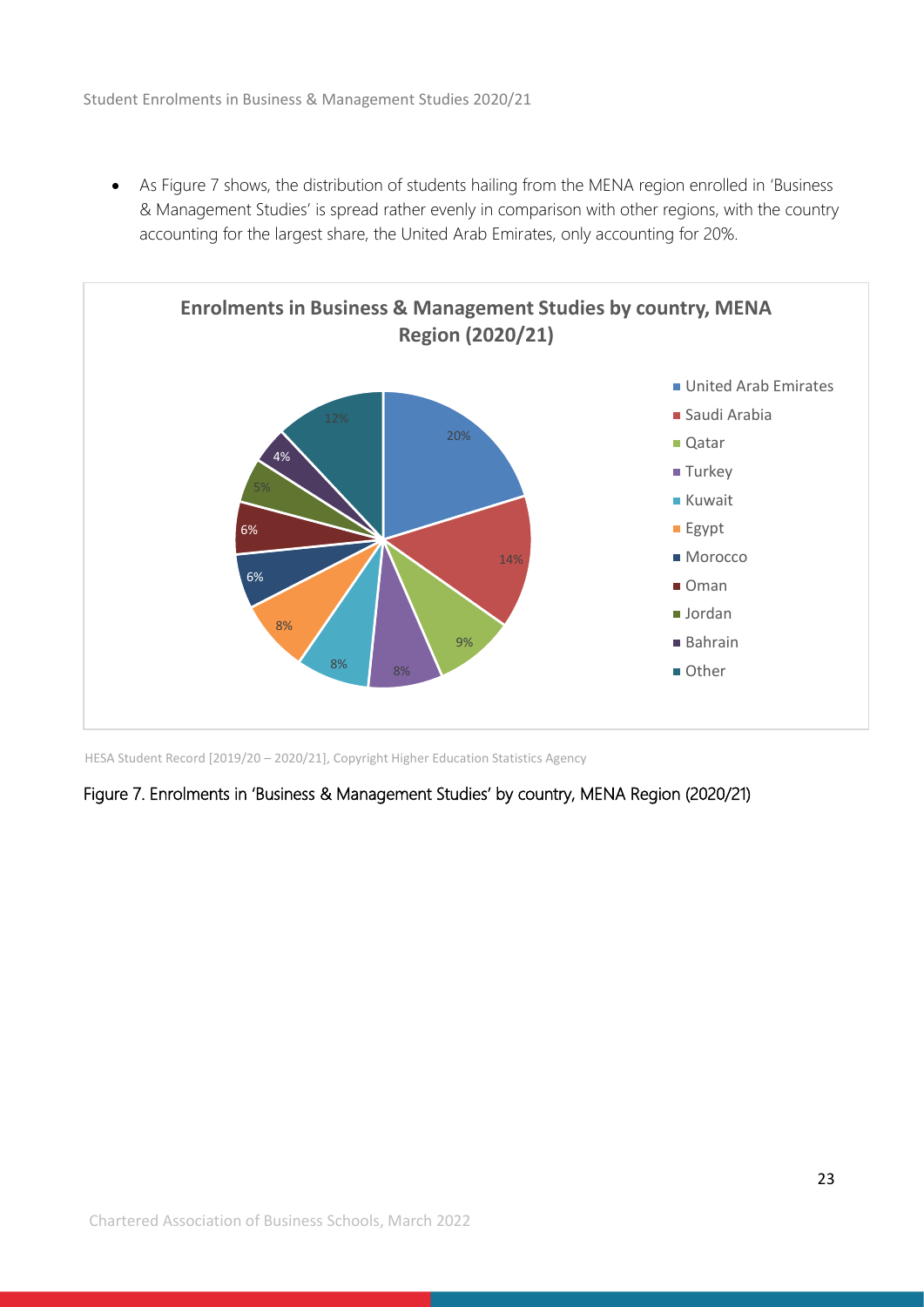- As Figure 7 shows, the distribution of students hailing from the MENA region enrolled in 'Business & Management Studies' is spread rather evenly in comparison with other regions, with the country accounting for the largest share, the United Arab Emirates, only accounting for 20%.

**Enrolments in Business & Management Studies by country, MENA Region (2020/21)**

| Country | Share |
|---|---|
| United Arab Emirates | 20% |
| Saudi Arabia | 14% |
| Qatar | 9% |
| Turkey | 8% |
| Kuwait | 8% |
| Egypt | 8% |
| Morocco | 6% |
| Oman | 6% |
| Jordan | 5% |
| Bahrain | 4% |
| Other | 12% |

HESA Student Record [2019/20 – 2020/21], Copyright Higher Education Statistics Agency

Figure 7. Enrolments in 'Business & Management Studies' by country, MENA Region (2020/21)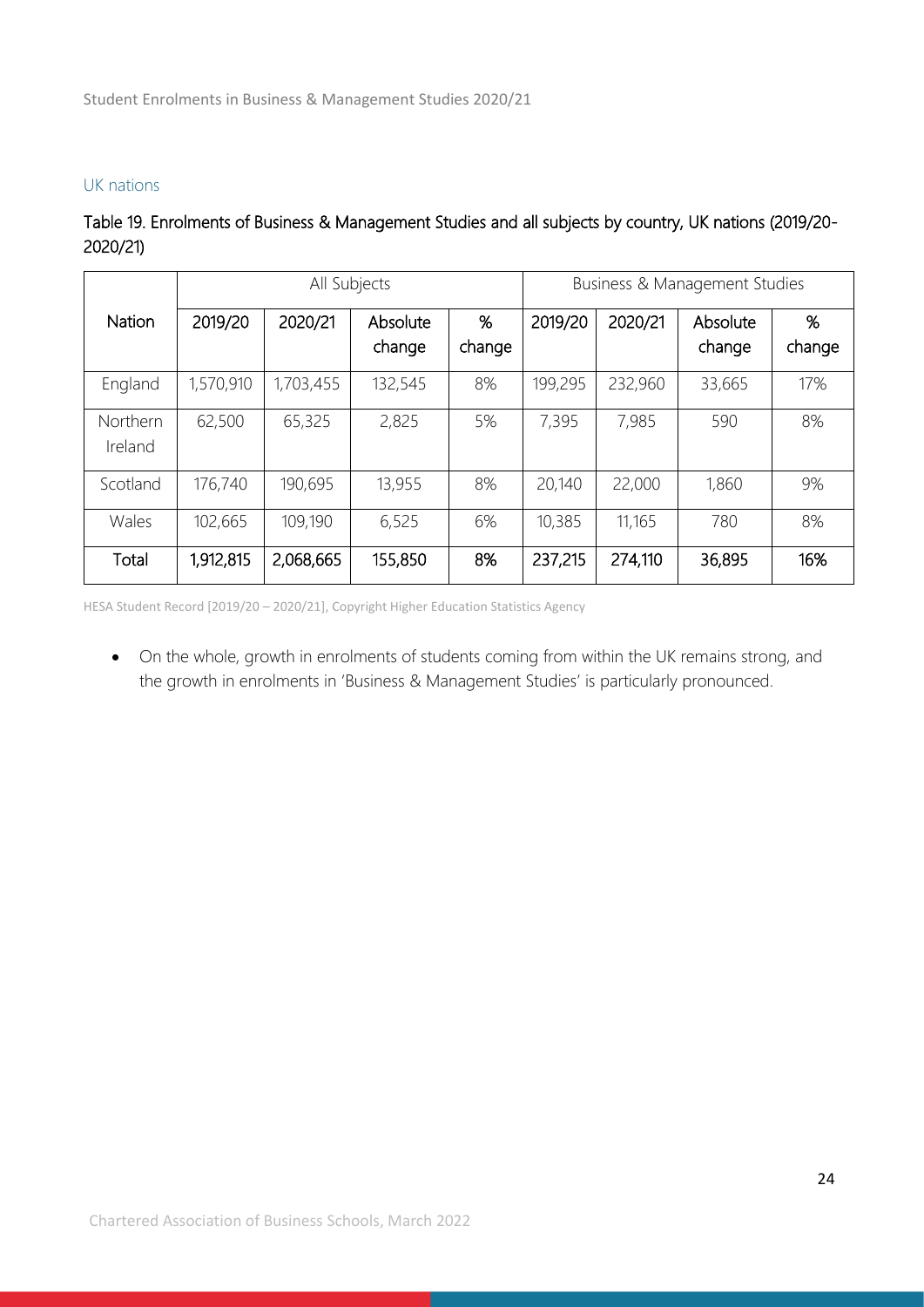## UK nations

**Table 19. Enrolments of Business & Management Studies and all subjects by country, UK nations (2019/20-2020/21)**

| Nation | All Subjects | | | | Business & Management Studies | | | |
|---|---|---|---|---|---|---|---|---|
| | 2019/20 | 2020/21 | Absolute change | % change | 2019/20 | 2020/21 | Absolute change | % change |
| England | 1,570,910 | 1,703,455 | 132,545 | 8% | 199,295 | 232,960 | 33,665 | 17% |
| Northern Ireland | 62,500 | 65,325 | 2,825 | 5% | 7,395 | 7,985 | 590 | 8% |
| Scotland | 176,740 | 190,695 | 13,955 | 8% | 20,140 | 22,000 | 1,860 | 9% |
| Wales | 102,665 | 109,190 | 6,525 | 6% | 10,385 | 11,165 | 780 | 8% |
| **Total** | **1,912,815** | **2,068,665** | **155,850** | **8%** | **237,215** | **274,110** | **36,895** | **16%** |

HESA Student Record [2019/20 – 2020/21], Copyright Higher Education Statistics Agency

- On the whole, growth in enrolments of students coming from within the UK remains strong, and the growth in enrolments in 'Business & Management Studies' is particularly pronounced.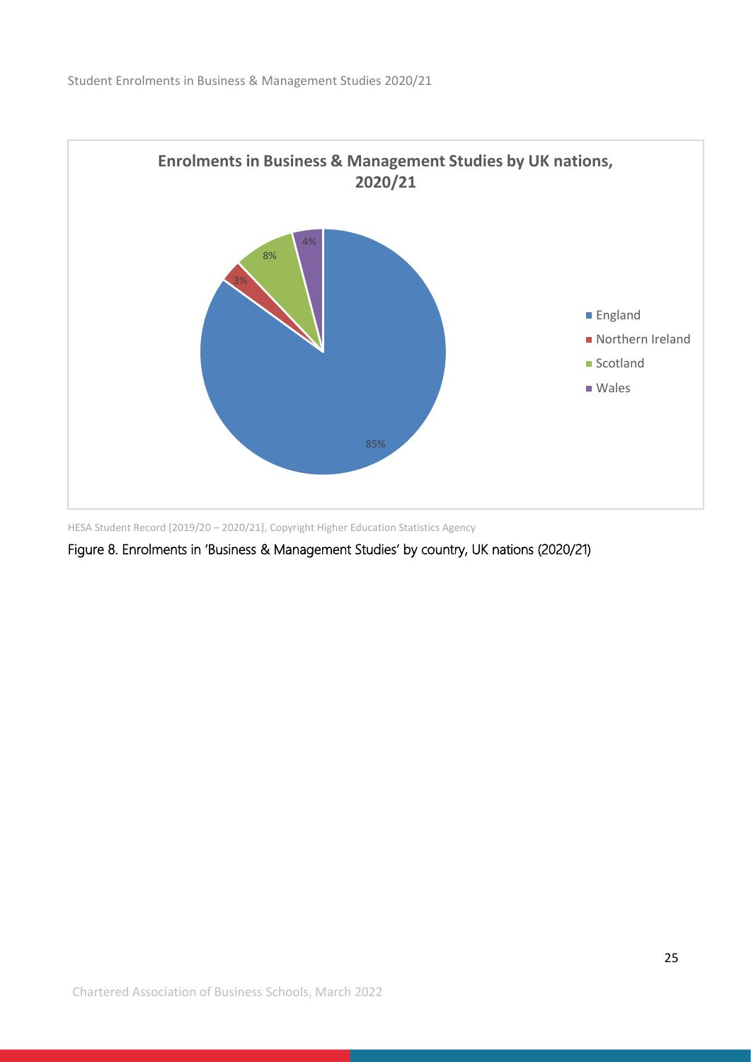Student Enrolments in Business & Management Studies 2020/21

**Enrolments in Business & Management Studies by UK nations, 2020/21**

4%
8%
3%
85%

England
Northern Ireland
Scotland
Wales

HESA Student Record [2019/20 – 2020/21], Copyright Higher Education Statistics Agency

Figure 8. Enrolments in 'Business & Management Studies' by country, UK nations (2020/21)

Chartered Association of Business Schools, March 2022